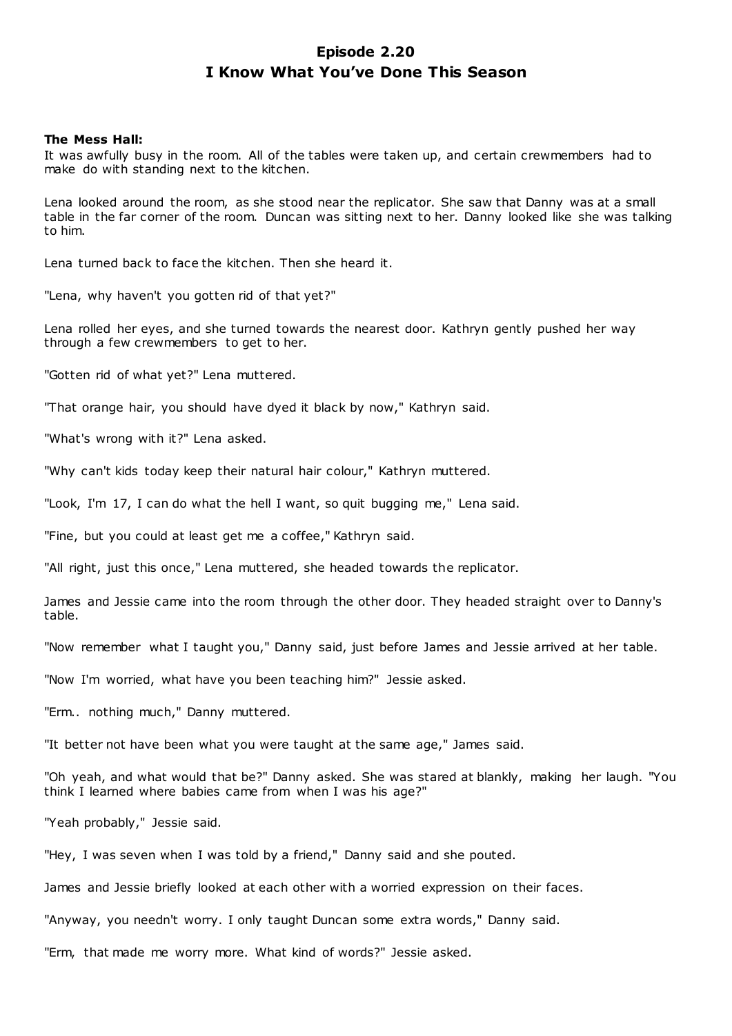# Episode 2.20
# I Know What You've Done This Season

**The Mess Hall:**

It was awfully busy in the room. All of the tables were taken up, and certain crewmembers had to make do with standing next to the kitchen.

Lena looked around the room, as she stood near the replicator. She saw that Danny was at a small table in the far corner of the room. Duncan was sitting next to her. Danny looked like she was talking to him.

Lena turned back to face the kitchen. Then she heard it.

"Lena, why haven't you gotten rid of that yet?"

Lena rolled her eyes, and she turned towards the nearest door. Kathryn gently pushed her way through a few crewmembers to get to her.

"Gotten rid of what yet?" Lena muttered.

"That orange hair, you should have dyed it black by now," Kathryn said.

"What's wrong with it?" Lena asked.

"Why can't kids today keep their natural hair colour," Kathryn muttered.

"Look, I'm 17, I can do what the hell I want, so quit bugging me," Lena said.

"Fine, but you could at least get me a coffee," Kathryn said.

"All right, just this once," Lena muttered, she headed towards the replicator.

James and Jessie came into the room through the other door. They headed straight over to Danny's table.

"Now remember what I taught you," Danny said, just before James and Jessie arrived at her table.

"Now I'm worried, what have you been teaching him?" Jessie asked.

"Erm.. nothing much," Danny muttered.

"It better not have been what you were taught at the same age," James said.

"Oh yeah, and what would that be?" Danny asked. She was stared at blankly, making her laugh. "You think I learned where babies came from when I was his age?"

"Yeah probably," Jessie said.

"Hey, I was seven when I was told by a friend," Danny said and she pouted.

James and Jessie briefly looked at each other with a worried expression on their faces.

"Anyway, you needn't worry. I only taught Duncan some extra words," Danny said.

"Erm, that made me worry more. What kind of words?" Jessie asked.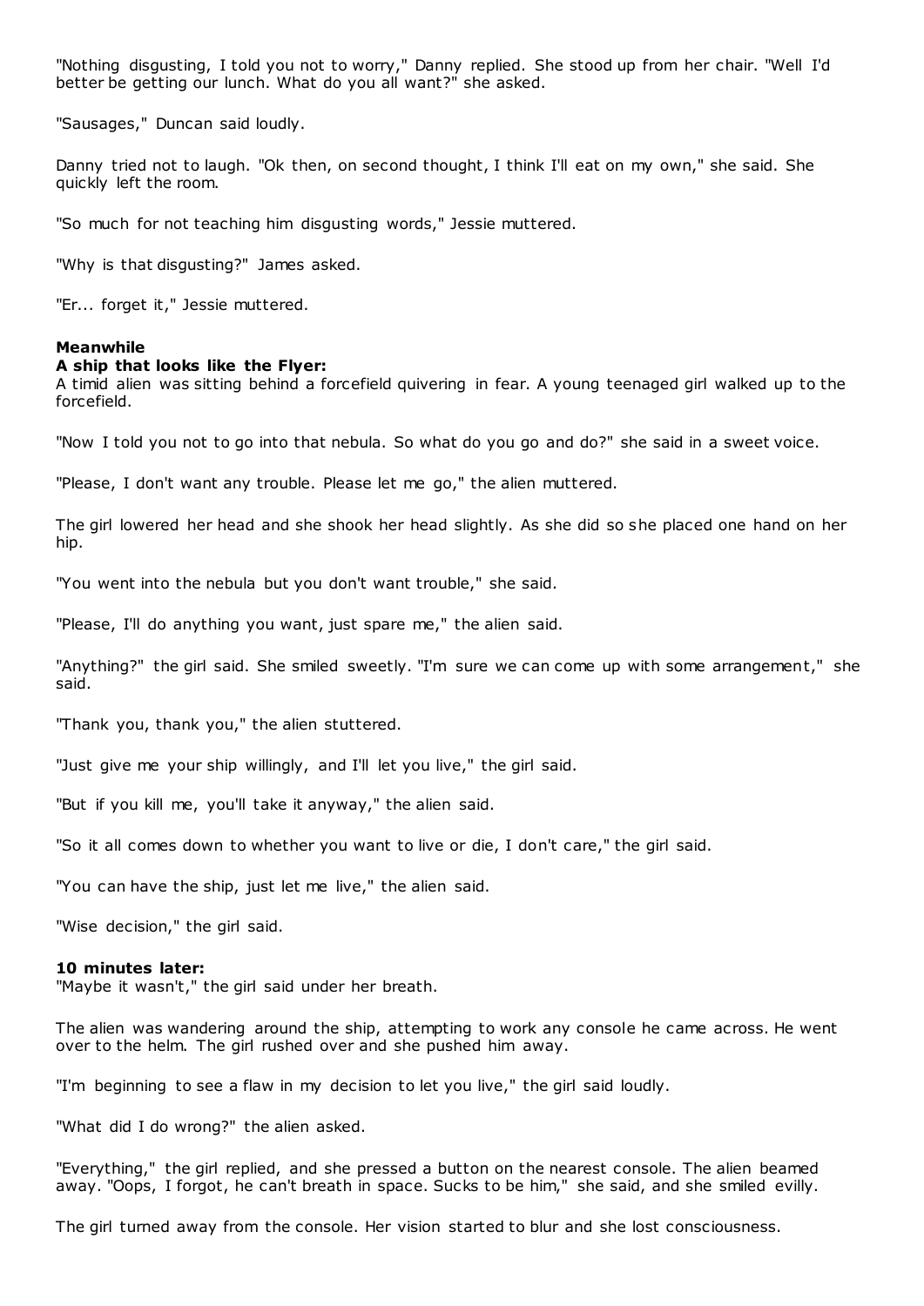"Nothing disgusting, I told you not to worry," Danny replied. She stood up from her chair. "Well I'd better be getting our lunch. What do you all want?" she asked.

"Sausages," Duncan said loudly.

Danny tried not to laugh. "Ok then, on second thought, I think I'll eat on my own," she said. She quickly left the room.

"So much for not teaching him disgusting words," Jessie muttered.

"Why is that disgusting?" James asked.

"Er... forget it," Jessie muttered.

**Meanwhile**
**A ship that looks like the Flyer:**
A timid alien was sitting behind a forcefield quivering in fear. A young teenaged girl walked up to the forcefield.

"Now I told you not to go into that nebula. So what do you go and do?" she said in a sweet voice.

"Please, I don't want any trouble. Please let me go," the alien muttered.

The girl lowered her head and she shook her head slightly. As she did so she placed one hand on her hip.

"You went into the nebula but you don't want trouble," she said.

"Please, I'll do anything you want, just spare me," the alien said.

"Anything?" the girl said. She smiled sweetly. "I'm sure we can come up with some arrangement," she said.

"Thank you, thank you," the alien stuttered.

"Just give me your ship willingly, and I'll let you live," the girl said.

"But if you kill me, you'll take it anyway," the alien said.

"So it all comes down to whether you want to live or die, I don't care," the girl said.

"You can have the ship, just let me live," the alien said.

"Wise decision," the girl said.

**10 minutes later:**
"Maybe it wasn't," the girl said under her breath.

The alien was wandering around the ship, attempting to work any console he came across. He went over to the helm. The girl rushed over and she pushed him away.

"I'm beginning to see a flaw in my decision to let you live," the girl said loudly.

"What did I do wrong?" the alien asked.

"Everything," the girl replied, and she pressed a button on the nearest console. The alien beamed away. "Oops, I forgot, he can't breath in space. Sucks to be him," she said, and she smiled evilly.

The girl turned away from the console. Her vision started to blur and she lost consciousness.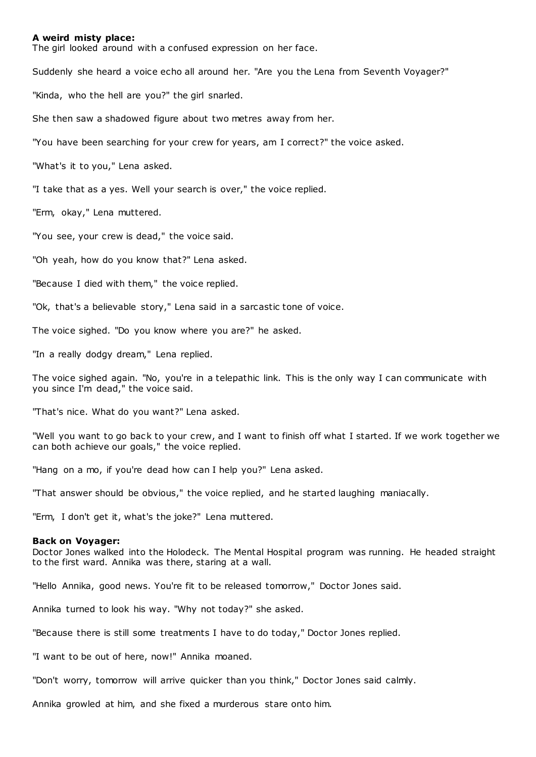**A weird misty place:**
The girl looked around with a confused expression on her face.

Suddenly she heard a voice echo all around her. "Are you the Lena from Seventh Voyager?"

"Kinda, who the hell are you?" the girl snarled.

She then saw a shadowed figure about two metres away from her.

"You have been searching for your crew for years, am I correct?" the voice asked.

"What's it to you," Lena asked.

"I take that as a yes. Well your search is over," the voice replied.

"Erm, okay," Lena muttered.

"You see, your crew is dead," the voice said.

"Oh yeah, how do you know that?" Lena asked.

"Because I died with them," the voice replied.

"Ok, that's a believable story," Lena said in a sarcastic tone of voice.

The voice sighed. "Do you know where you are?" he asked.

"In a really dodgy dream," Lena replied.

The voice sighed again. "No, you're in a telepathic link. This is the only way I can communicate with you since I'm dead," the voice said.

"That's nice. What do you want?" Lena asked.

"Well you want to go back to your crew, and I want to finish off what I started. If we work together we can both achieve our goals," the voice replied.

"Hang on a mo, if you're dead how can I help you?" Lena asked.

"That answer should be obvious," the voice replied, and he started laughing maniacally.

"Erm, I don't get it, what's the joke?" Lena muttered.

**Back on Voyager:**
Doctor Jones walked into the Holodeck. The Mental Hospital program was running. He headed straight to the first ward. Annika was there, staring at a wall.

"Hello Annika, good news. You're fit to be released tomorrow," Doctor Jones said.

Annika turned to look his way. "Why not today?" she asked.

"Because there is still some treatments I have to do today," Doctor Jones replied.

"I want to be out of here, now!" Annika moaned.

"Don't worry, tomorrow will arrive quicker than you think," Doctor Jones said calmly.

Annika growled at him, and she fixed a murderous stare onto him.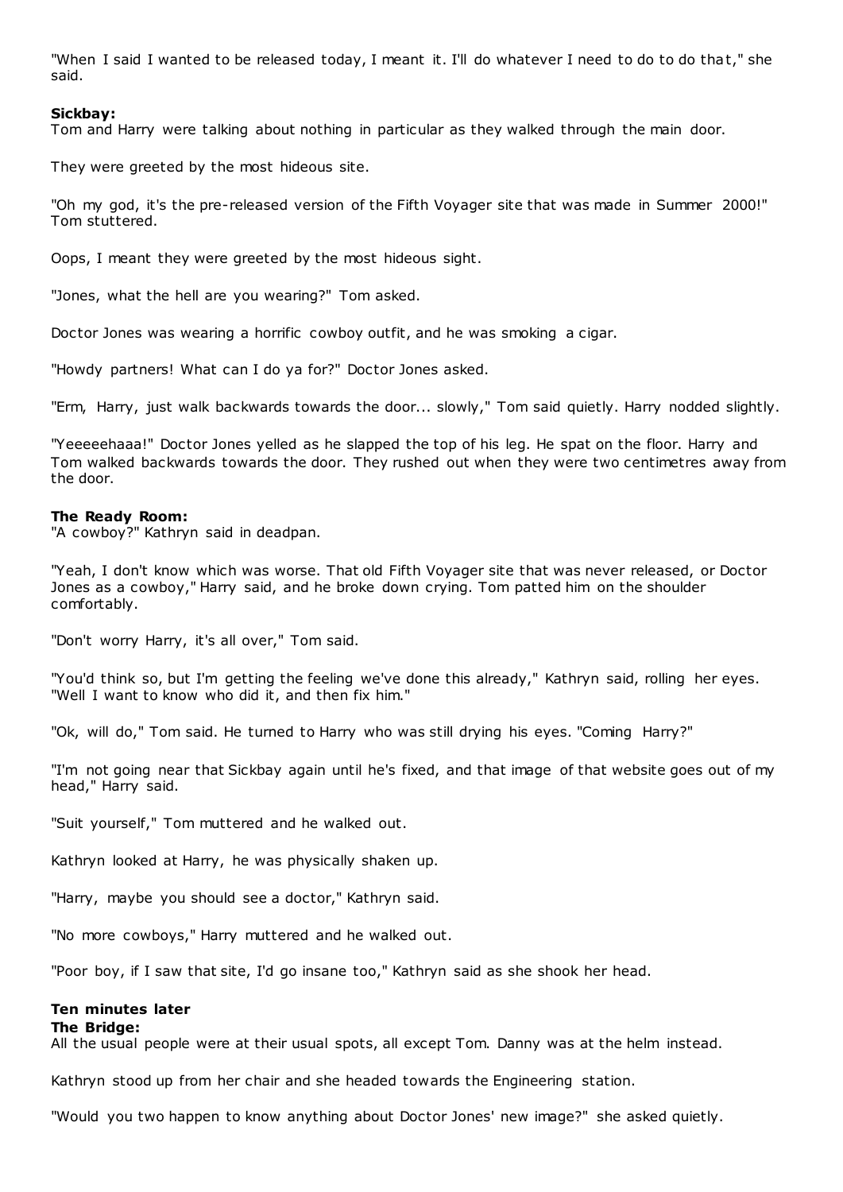"When I said I wanted to be released today, I meant it. I'll do whatever I need to do to do that," she said.

**Sickbay:**
Tom and Harry were talking about nothing in particular as they walked through the main door.

They were greeted by the most hideous site.

"Oh my god, it's the pre-released version of the Fifth Voyager site that was made in Summer 2000!" Tom stuttered.

Oops, I meant they were greeted by the most hideous sight.

"Jones, what the hell are you wearing?" Tom asked.

Doctor Jones was wearing a horrific cowboy outfit, and he was smoking a cigar.

"Howdy partners! What can I do ya for?" Doctor Jones asked.

"Erm, Harry, just walk backwards towards the door... slowly," Tom said quietly. Harry nodded slightly.

"Yeeeeehaaa!" Doctor Jones yelled as he slapped the top of his leg. He spat on the floor. Harry and Tom walked backwards towards the door. They rushed out when they were two centimetres away from the door.

**The Ready Room:**
"A cowboy?" Kathryn said in deadpan.

"Yeah, I don't know which was worse. That old Fifth Voyager site that was never released, or Doctor Jones as a cowboy," Harry said, and he broke down crying. Tom patted him on the shoulder comfortably.

"Don't worry Harry, it's all over," Tom said.

"You'd think so, but I'm getting the feeling we've done this already," Kathryn said, rolling her eyes. "Well I want to know who did it, and then fix him."

"Ok, will do," Tom said. He turned to Harry who was still drying his eyes. "Coming Harry?"

"I'm not going near that Sickbay again until he's fixed, and that image of that website goes out of my head," Harry said.

"Suit yourself," Tom muttered and he walked out.

Kathryn looked at Harry, he was physically shaken up.

"Harry, maybe you should see a doctor," Kathryn said.

"No more cowboys," Harry muttered and he walked out.

"Poor boy, if I saw that site, I'd go insane too," Kathryn said as she shook her head.

**Ten minutes later**
**The Bridge:**
All the usual people were at their usual spots, all except Tom. Danny was at the helm instead.

Kathryn stood up from her chair and she headed towards the Engineering station.

"Would you two happen to know anything about Doctor Jones' new image?" she asked quietly.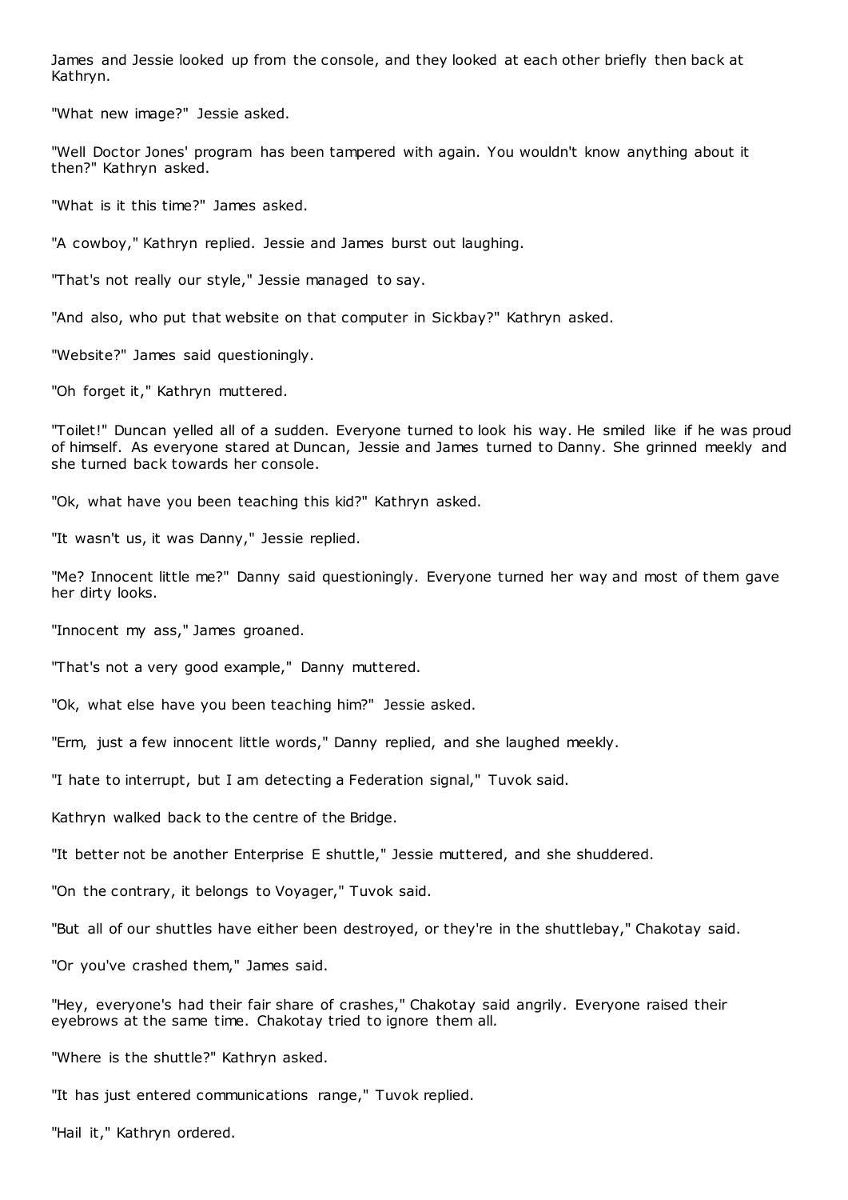James and Jessie looked up from the console, and they looked at each other briefly then back at Kathryn.

"What new image?" Jessie asked.

"Well Doctor Jones' program has been tampered with again. You wouldn't know anything about it then?" Kathryn asked.

"What is it this time?" James asked.

"A cowboy," Kathryn replied. Jessie and James burst out laughing.

"That's not really our style," Jessie managed to say.

"And also, who put that website on that computer in Sickbay?" Kathryn asked.

"Website?" James said questioningly.

"Oh forget it," Kathryn muttered.

"Toilet!" Duncan yelled all of a sudden. Everyone turned to look his way. He smiled like if he was proud of himself. As everyone stared at Duncan, Jessie and James turned to Danny. She grinned meekly and she turned back towards her console.

"Ok, what have you been teaching this kid?" Kathryn asked.

"It wasn't us, it was Danny," Jessie replied.

"Me? Innocent little me?" Danny said questioningly. Everyone turned her way and most of them gave her dirty looks.

"Innocent my ass," James groaned.

"That's not a very good example," Danny muttered.

"Ok, what else have you been teaching him?" Jessie asked.

"Erm, just a few innocent little words," Danny replied, and she laughed meekly.

"I hate to interrupt, but I am detecting a Federation signal," Tuvok said.

Kathryn walked back to the centre of the Bridge.

"It better not be another Enterprise E shuttle," Jessie muttered, and she shuddered.

"On the contrary, it belongs to Voyager," Tuvok said.

"But all of our shuttles have either been destroyed, or they're in the shuttlebay," Chakotay said.

"Or you've crashed them," James said.

"Hey, everyone's had their fair share of crashes," Chakotay said angrily. Everyone raised their eyebrows at the same time. Chakotay tried to ignore them all.

"Where is the shuttle?" Kathryn asked.

"It has just entered communications range," Tuvok replied.

"Hail it," Kathryn ordered.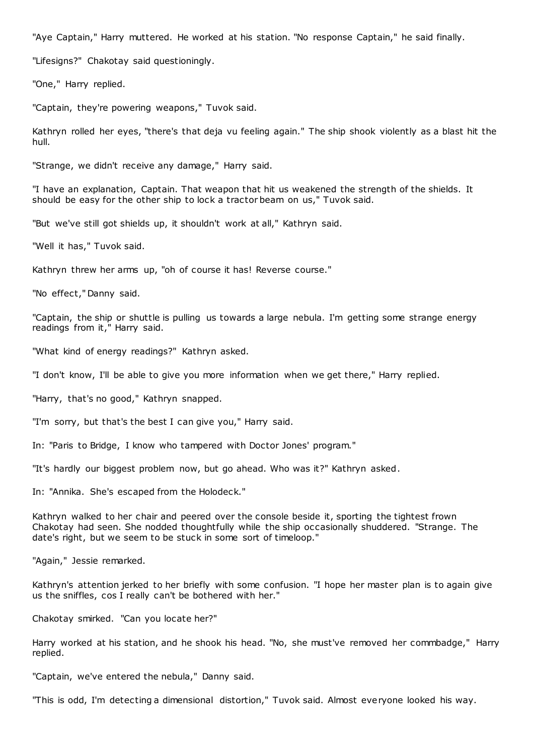"Aye Captain," Harry muttered. He worked at his station. "No response Captain," he said finally.

"Lifesigns?" Chakotay said questioningly.

"One," Harry replied.

"Captain, they're powering weapons," Tuvok said.

Kathryn rolled her eyes, "there's that deja vu feeling again." The ship shook violently as a blast hit the hull.

"Strange, we didn't receive any damage," Harry said.

"I have an explanation, Captain. That weapon that hit us weakened the strength of the shields. It should be easy for the other ship to lock a tractor beam on us," Tuvok said.

"But we've still got shields up, it shouldn't work at all," Kathryn said.

"Well it has," Tuvok said.

Kathryn threw her arms up, "oh of course it has! Reverse course."

"No effect," Danny said.

"Captain, the ship or shuttle is pulling us towards a large nebula. I'm getting some strange energy readings from it," Harry said.

"What kind of energy readings?" Kathryn asked.

"I don't know, I'll be able to give you more information when we get there," Harry replied.

"Harry, that's no good," Kathryn snapped.

"I'm sorry, but that's the best I can give you," Harry said.

In: "Paris to Bridge, I know who tampered with Doctor Jones' program."

"It's hardly our biggest problem now, but go ahead. Who was it?" Kathryn asked.

In: "Annika. She's escaped from the Holodeck."

Kathryn walked to her chair and peered over the console beside it, sporting the tightest frown Chakotay had seen. She nodded thoughtfully while the ship occasionally shuddered. "Strange. The date's right, but we seem to be stuck in some sort of timeloop."

"Again," Jessie remarked.

Kathryn's attention jerked to her briefly with some confusion. "I hope her master plan is to again give us the sniffles, cos I really can't be bothered with her."

Chakotay smirked. "Can you locate her?"

Harry worked at his station, and he shook his head. "No, she must've removed her commbadge," Harry replied.

"Captain, we've entered the nebula," Danny said.

"This is odd, I'm detecting a dimensional distortion," Tuvok said. Almost everyone looked his way.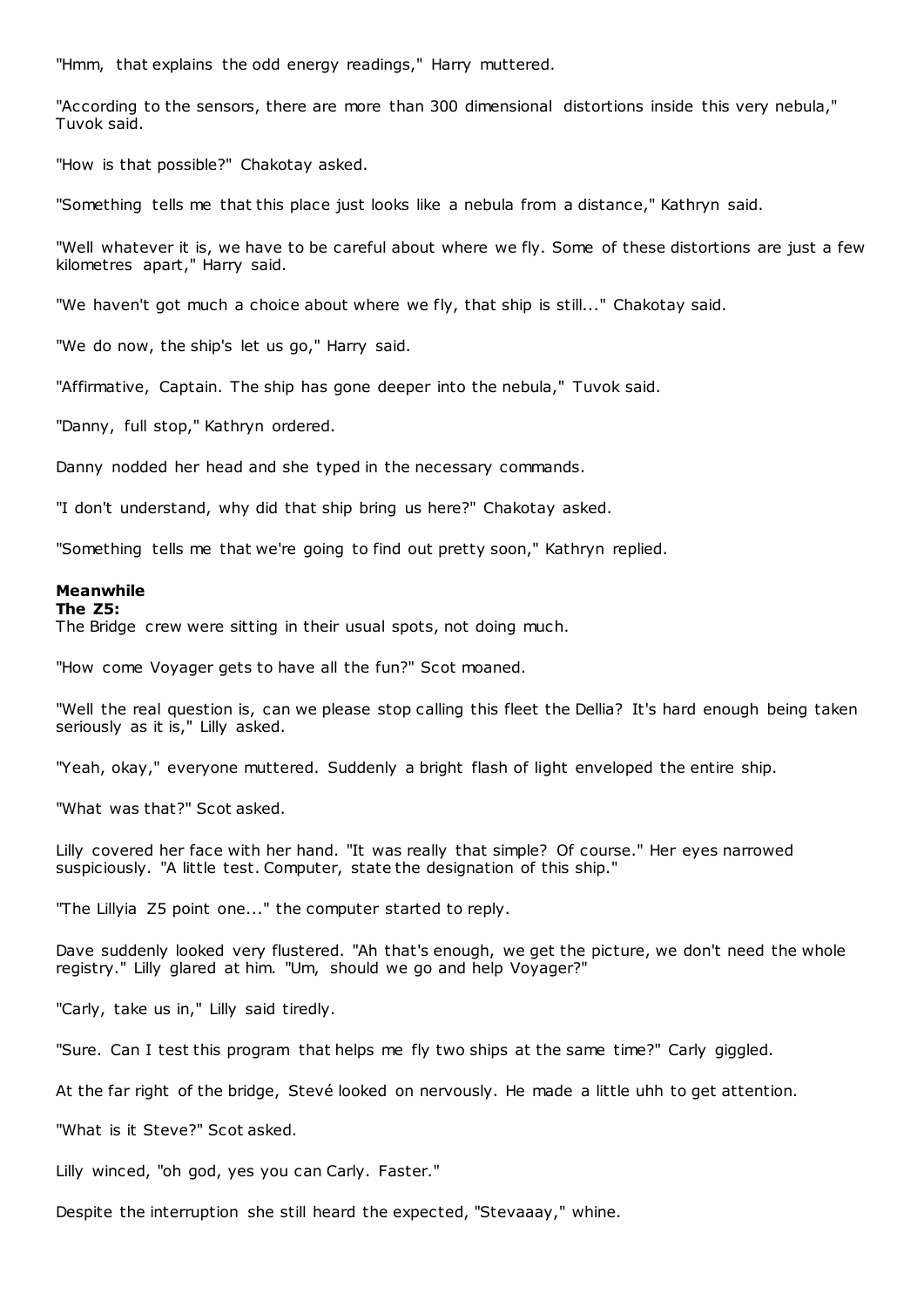"Hmm, that explains the odd energy readings," Harry muttered.

"According to the sensors, there are more than 300 dimensional distortions inside this very nebula," Tuvok said.

"How is that possible?" Chakotay asked.

"Something tells me that this place just looks like a nebula from a distance," Kathryn said.

"Well whatever it is, we have to be careful about where we fly. Some of these distortions are just a few kilometres apart," Harry said.

"We haven't got much a choice about where we fly, that ship is still..." Chakotay said.

"We do now, the ship's let us go," Harry said.

"Affirmative, Captain. The ship has gone deeper into the nebula," Tuvok said.

"Danny, full stop," Kathryn ordered.

Danny nodded her head and she typed in the necessary commands.

"I don't understand, why did that ship bring us here?" Chakotay asked.

"Something tells me that we're going to find out pretty soon," Kathryn replied.

**Meanwhile**
**The Z5:**
The Bridge crew were sitting in their usual spots, not doing much.

"How come Voyager gets to have all the fun?" Scot moaned.

"Well the real question is, can we please stop calling this fleet the Dellia? It's hard enough being taken seriously as it is," Lilly asked.

"Yeah, okay," everyone muttered. Suddenly a bright flash of light enveloped the entire ship.

"What was that?" Scot asked.

Lilly covered her face with her hand. "It was really that simple? Of course." Her eyes narrowed suspiciously. "A little test. Computer, state the designation of this ship."

"The Lillyia Z5 point one..." the computer started to reply.

Dave suddenly looked very flustered. "Ah that's enough, we get the picture, we don't need the whole registry." Lilly glared at him. "Um, should we go and help Voyager?"

"Carly, take us in," Lilly said tiredly.

"Sure. Can I test this program that helps me fly two ships at the same time?" Carly giggled.

At the far right of the bridge, Stevé looked on nervously. He made a little uhh to get attention.

"What is it Steve?" Scot asked.

Lilly winced, "oh god, yes you can Carly. Faster."

Despite the interruption she still heard the expected, "Stevaaay," whine.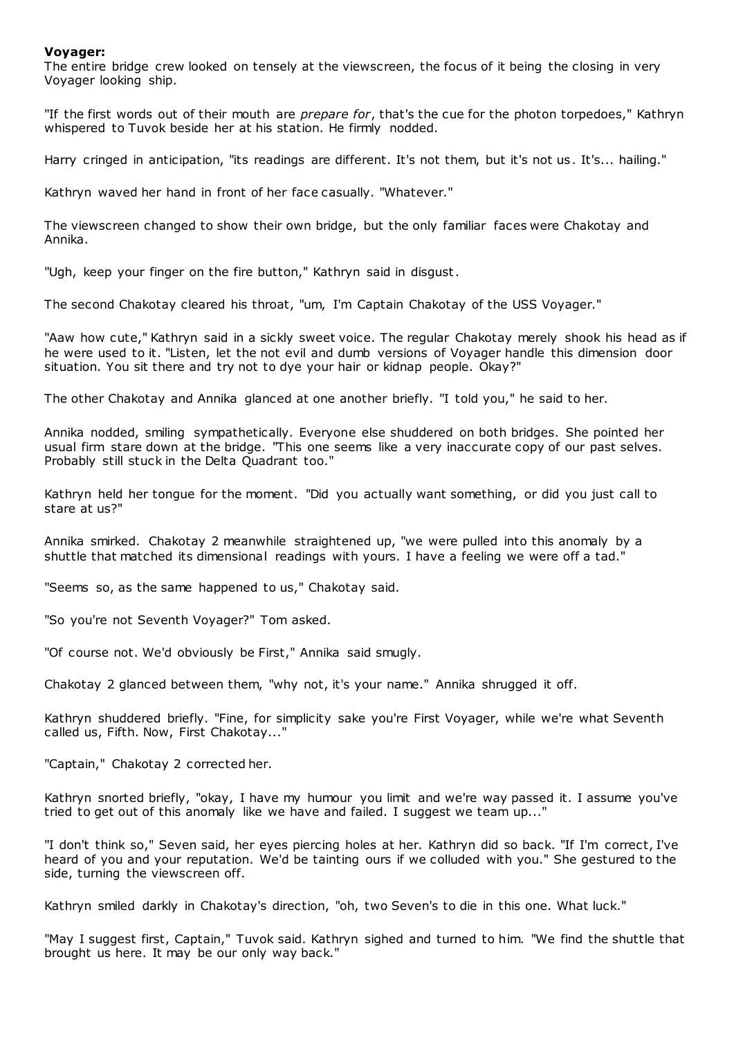**Voyager:**

The entire bridge crew looked on tensely at the viewscreen, the focus of it being the closing in very Voyager looking ship.

"If the first words out of their mouth are *prepare for*, that's the cue for the photon torpedoes," Kathryn whispered to Tuvok beside her at his station. He firmly nodded.

Harry cringed in anticipation, "its readings are different. It's not them, but it's not us. It's... hailing."

Kathryn waved her hand in front of her face casually. "Whatever."

The viewscreen changed to show their own bridge, but the only familiar faces were Chakotay and Annika.

"Ugh, keep your finger on the fire button," Kathryn said in disgust.

The second Chakotay cleared his throat, "um, I'm Captain Chakotay of the USS Voyager."

"Aaw how cute," Kathryn said in a sickly sweet voice. The regular Chakotay merely shook his head as if he were used to it. "Listen, let the not evil and dumb versions of Voyager handle this dimension door situation. You sit there and try not to dye your hair or kidnap people. Okay?"

The other Chakotay and Annika glanced at one another briefly. "I told you," he said to her.

Annika nodded, smiling sympathetically. Everyone else shuddered on both bridges. She pointed her usual firm stare down at the bridge. "This one seems like a very inaccurate copy of our past selves. Probably still stuck in the Delta Quadrant too."

Kathryn held her tongue for the moment. "Did you actually want something, or did you just call to stare at us?"

Annika smirked. Chakotay 2 meanwhile straightened up, "we were pulled into this anomaly by a shuttle that matched its dimensional readings with yours. I have a feeling we were off a tad."

"Seems so, as the same happened to us," Chakotay said.

"So you're not Seventh Voyager?" Tom asked.

"Of course not. We'd obviously be First," Annika said smugly.

Chakotay 2 glanced between them, "why not, it's your name." Annika shrugged it off.

Kathryn shuddered briefly. "Fine, for simplicity sake you're First Voyager, while we're what Seventh called us, Fifth. Now, First Chakotay..."

"Captain," Chakotay 2 corrected her.

Kathryn snorted briefly, "okay, I have my humour you limit and we're way passed it. I assume you've tried to get out of this anomaly like we have and failed. I suggest we team up..."

"I don't think so," Seven said, her eyes piercing holes at her. Kathryn did so back. "If I'm correct, I've heard of you and your reputation. We'd be tainting ours if we colluded with you." She gestured to the side, turning the viewscreen off.

Kathryn smiled darkly in Chakotay's direction, "oh, two Seven's to die in this one. What luck."

"May I suggest first, Captain," Tuvok said. Kathryn sighed and turned to him. "We find the shuttle that brought us here. It may be our only way back."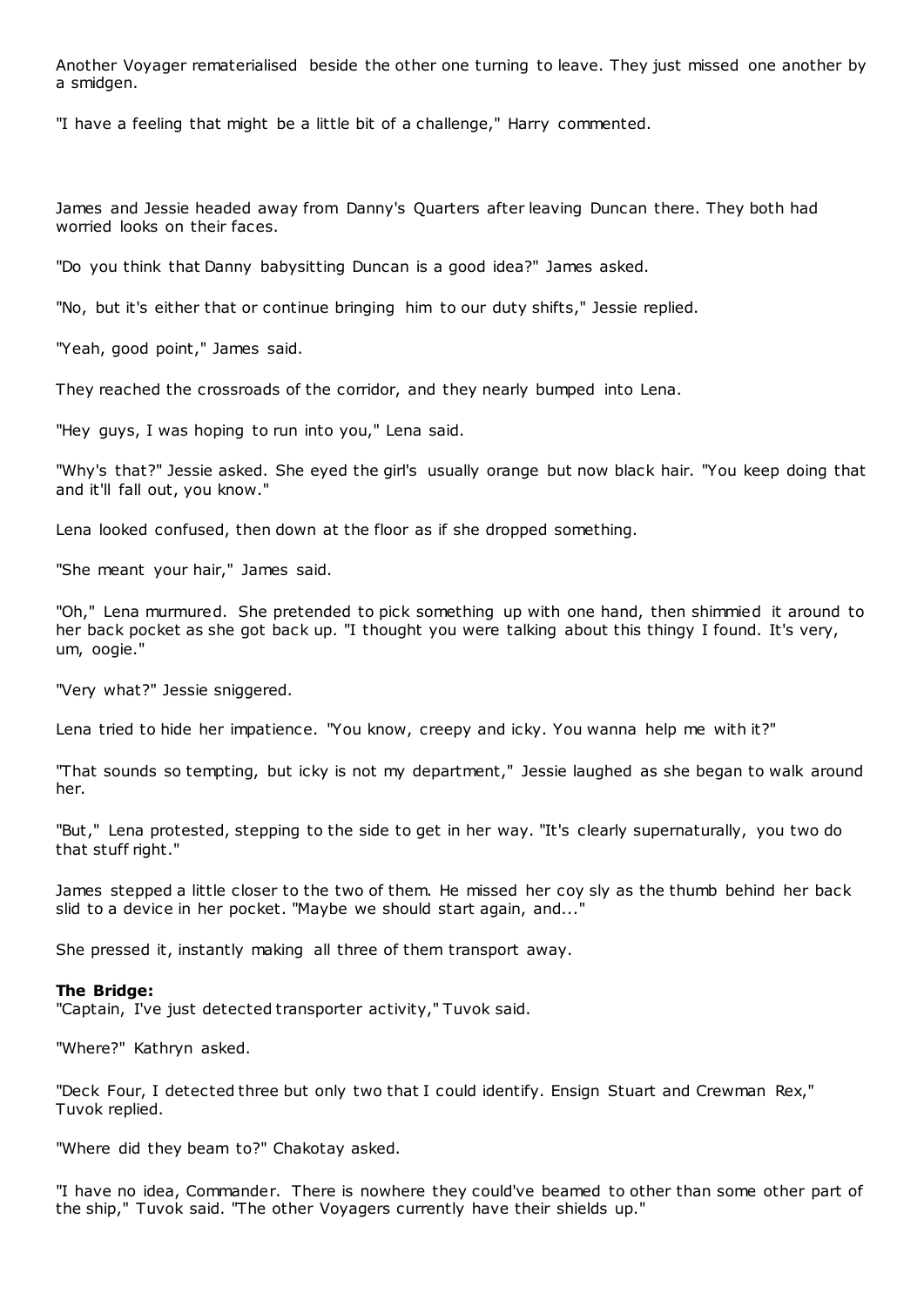Another Voyager rematerialised beside the other one turning to leave. They just missed one another by a smidgen.

"I have a feeling that might be a little bit of a challenge," Harry commented.

James and Jessie headed away from Danny's Quarters after leaving Duncan there. They both had worried looks on their faces.

"Do you think that Danny babysitting Duncan is a good idea?" James asked.

"No, but it's either that or continue bringing him to our duty shifts," Jessie replied.

"Yeah, good point," James said.

They reached the crossroads of the corridor, and they nearly bumped into Lena.

"Hey guys, I was hoping to run into you," Lena said.

"Why's that?" Jessie asked. She eyed the girl's usually orange but now black hair. "You keep doing that and it'll fall out, you know."

Lena looked confused, then down at the floor as if she dropped something.

"She meant your hair," James said.

"Oh," Lena murmured. She pretended to pick something up with one hand, then shimmied it around to her back pocket as she got back up. "I thought you were talking about this thingy I found. It's very, um, oogie."

"Very what?" Jessie sniggered.

Lena tried to hide her impatience. "You know, creepy and icky. You wanna help me with it?"

"That sounds so tempting, but icky is not my department," Jessie laughed as she began to walk around her.

"But," Lena protested, stepping to the side to get in her way. "It's clearly supernaturally, you two do that stuff right."

James stepped a little closer to the two of them. He missed her coy sly as the thumb behind her back slid to a device in her pocket. "Maybe we should start again, and..."

She pressed it, instantly making all three of them transport away.

**The Bridge:**
"Captain, I've just detected transporter activity," Tuvok said.

"Where?" Kathryn asked.

"Deck Four, I detected three but only two that I could identify. Ensign Stuart and Crewman Rex," Tuvok replied.

"Where did they beam to?" Chakotay asked.

"I have no idea, Commander. There is nowhere they could've beamed to other than some other part of the ship," Tuvok said. "The other Voyagers currently have their shields up."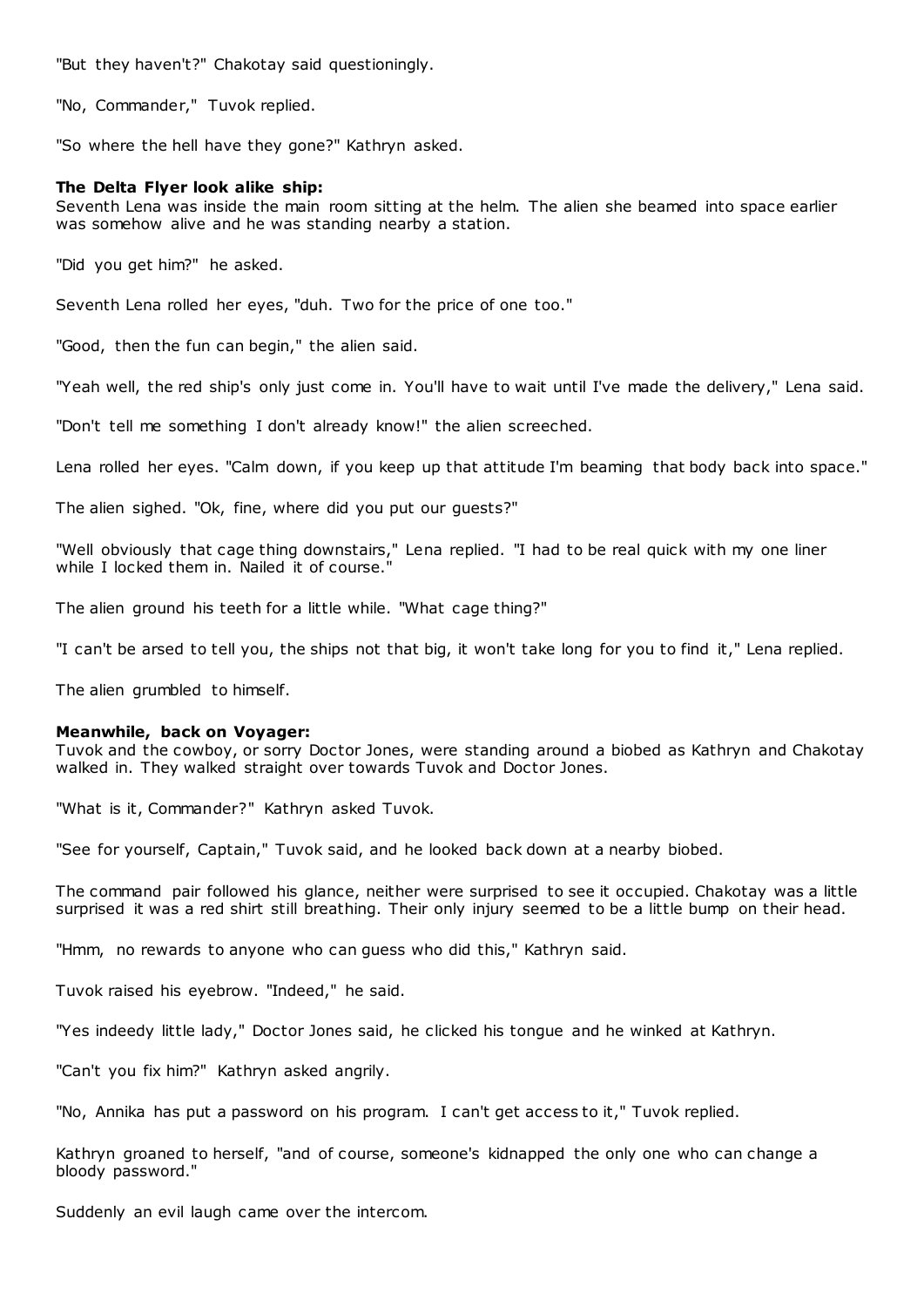"But they haven't?" Chakotay said questioningly.

"No, Commander," Tuvok replied.

"So where the hell have they gone?" Kathryn asked.

**The Delta Flyer look alike ship:**
Seventh Lena was inside the main room sitting at the helm. The alien she beamed into space earlier was somehow alive and he was standing nearby a station.

"Did you get him?" he asked.

Seventh Lena rolled her eyes, "duh. Two for the price of one too."

"Good, then the fun can begin," the alien said.

"Yeah well, the red ship's only just come in. You'll have to wait until I've made the delivery," Lena said.

"Don't tell me something I don't already know!" the alien screeched.

Lena rolled her eyes. "Calm down, if you keep up that attitude I'm beaming that body back into space."

The alien sighed. "Ok, fine, where did you put our guests?"

"Well obviously that cage thing downstairs," Lena replied. "I had to be real quick with my one liner while I locked them in. Nailed it of course."

The alien ground his teeth for a little while. "What cage thing?"

"I can't be arsed to tell you, the ships not that big, it won't take long for you to find it," Lena replied.

The alien grumbled to himself.

**Meanwhile, back on Voyager:**
Tuvok and the cowboy, or sorry Doctor Jones, were standing around a biobed as Kathryn and Chakotay walked in. They walked straight over towards Tuvok and Doctor Jones.

"What is it, Commander?" Kathryn asked Tuvok.

"See for yourself, Captain," Tuvok said, and he looked back down at a nearby biobed.

The command pair followed his glance, neither were surprised to see it occupied. Chakotay was a little surprised it was a red shirt still breathing. Their only injury seemed to be a little bump on their head.

"Hmm, no rewards to anyone who can guess who did this," Kathryn said.

Tuvok raised his eyebrow. "Indeed," he said.

"Yes indeedy little lady," Doctor Jones said, he clicked his tongue and he winked at Kathryn.

"Can't you fix him?" Kathryn asked angrily.

"No, Annika has put a password on his program. I can't get access to it," Tuvok replied.

Kathryn groaned to herself, "and of course, someone's kidnapped the only one who can change a bloody password."

Suddenly an evil laugh came over the intercom.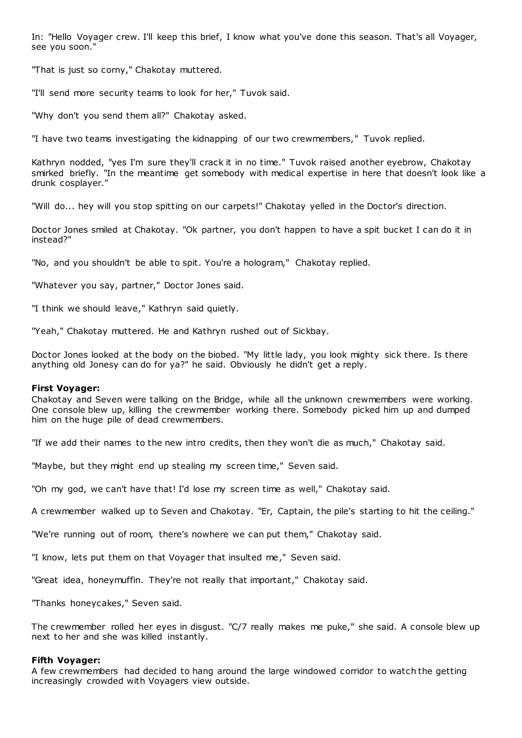In: "Hello Voyager crew. I'll keep this brief, I know what you've done this season. That's all Voyager, see you soon."

"That is just so corny," Chakotay muttered.

"I'll send more security teams to look for her," Tuvok said.

"Why don't you send them all?" Chakotay asked.

"I have two teams investigating the kidnapping of our two crewmembers," Tuvok replied.

Kathryn nodded, "yes I'm sure they'll crack it in no time." Tuvok raised another eyebrow, Chakotay smirked briefly. "In the meantime get somebody with medical expertise in here that doesn't look like a drunk cosplayer."

"Will do... hey will you stop spitting on our carpets!" Chakotay yelled in the Doctor's direction.

Doctor Jones smiled at Chakotay. "Ok partner, you don't happen to have a spit bucket I can do it in instead?"

"No, and you shouldn't be able to spit. You're a hologram," Chakotay replied.

"Whatever you say, partner," Doctor Jones said.

"I think we should leave," Kathryn said quietly.

"Yeah," Chakotay muttered. He and Kathryn rushed out of Sickbay.

Doctor Jones looked at the body on the biobed. "My little lady, you look mighty sick there. Is there anything old Jonesy can do for ya?" he said. Obviously he didn't get a reply.

**First Voyager:**
Chakotay and Seven were talking on the Bridge, while all the unknown crewmembers were working. One console blew up, killing the crewmember working there. Somebody picked him up and dumped him on the huge pile of dead crewmembers.

"If we add their names to the new intro credits, then they won't die as much," Chakotay said.

"Maybe, but they might end up stealing my screen time," Seven said.

"Oh my god, we can't have that! I'd lose my screen time as well," Chakotay said.

A crewmember walked up to Seven and Chakotay. "Er, Captain, the pile's starting to hit the ceiling."

"We're running out of room, there's nowhere we can put them," Chakotay said.

"I know, lets put them on that Voyager that insulted me," Seven said.

"Great idea, honeymuffin. They're not really that important," Chakotay said.

"Thanks honeycakes," Seven said.

The crewmember rolled her eyes in disgust. "C/7 really makes me puke," she said. A console blew up next to her and she was killed instantly.

**Fifth Voyager:**
A few crewmembers had decided to hang around the large windowed corridor to watch the getting increasingly crowded with Voyagers view outside.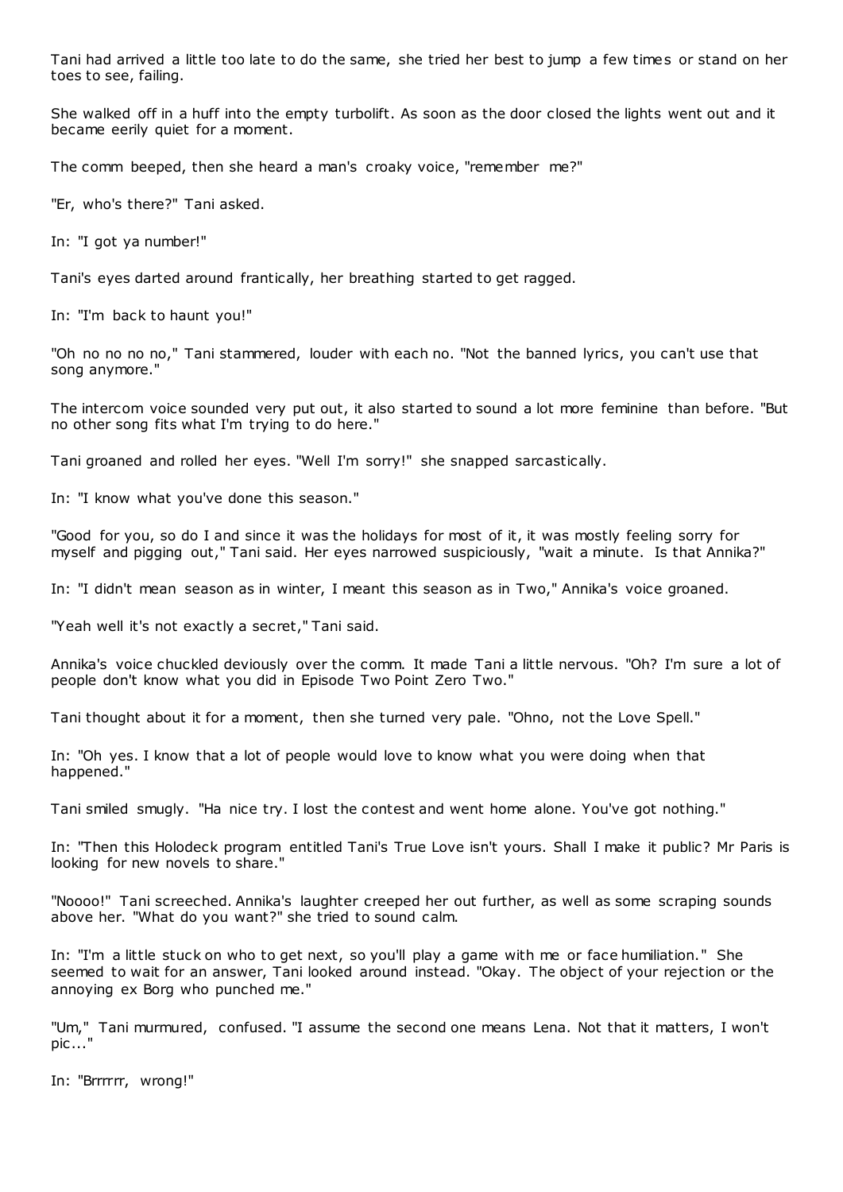Tani had arrived a little too late to do the same, she tried her best to jump a few times or stand on her toes to see, failing.

She walked off in a huff into the empty turbolift. As soon as the door closed the lights went out and it became eerily quiet for a moment.

The comm beeped, then she heard a man's croaky voice, "remember me?"

"Er, who's there?" Tani asked.

In: "I got ya number!"

Tani's eyes darted around frantically, her breathing started to get ragged.

In: "I'm back to haunt you!"

"Oh no no no no," Tani stammered, louder with each no. "Not the banned lyrics, you can't use that song anymore."

The intercom voice sounded very put out, it also started to sound a lot more feminine than before. "But no other song fits what I'm trying to do here."

Tani groaned and rolled her eyes. "Well I'm sorry!" she snapped sarcastically.

In: "I know what you've done this season."

"Good for you, so do I and since it was the holidays for most of it, it was mostly feeling sorry for myself and pigging out," Tani said. Her eyes narrowed suspiciously, "wait a minute. Is that Annika?"

In: "I didn't mean season as in winter, I meant this season as in Two," Annika's voice groaned.

"Yeah well it's not exactly a secret," Tani said.

Annika's voice chuckled deviously over the comm. It made Tani a little nervous. "Oh? I'm sure a lot of people don't know what you did in Episode Two Point Zero Two."

Tani thought about it for a moment, then she turned very pale. "Ohno, not the Love Spell."

In: "Oh yes. I know that a lot of people would love to know what you were doing when that happened."

Tani smiled smugly. "Ha nice try. I lost the contest and went home alone. You've got nothing."

In: "Then this Holodeck program entitled Tani's True Love isn't yours. Shall I make it public? Mr Paris is looking for new novels to share."

"Noooo!" Tani screeched. Annika's laughter creeped her out further, as well as some scraping sounds above her. "What do you want?" she tried to sound calm.

In: "I'm a little stuck on who to get next, so you'll play a game with me or face humiliation." She seemed to wait for an answer, Tani looked around instead. "Okay. The object of your rejection or the annoying ex Borg who punched me."

"Um," Tani murmured, confused. "I assume the second one means Lena. Not that it matters, I won't pic..."

In: "Brrrrrr, wrong!"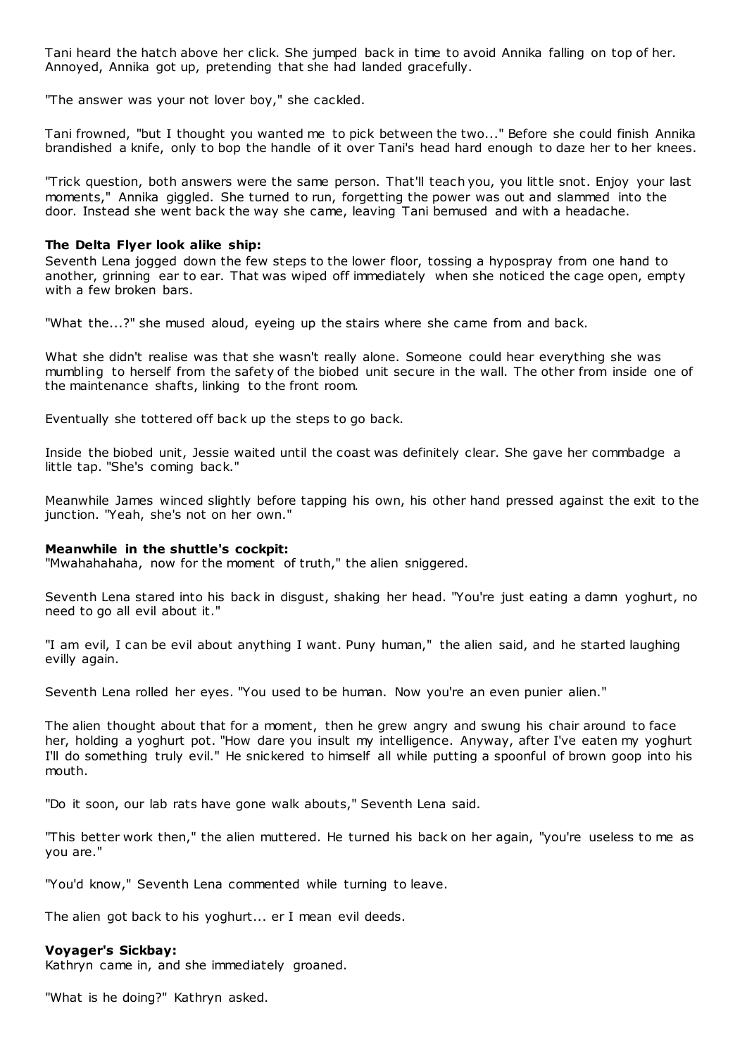Tani heard the hatch above her click. She jumped back in time to avoid Annika falling on top of her. Annoyed, Annika got up, pretending that she had landed gracefully.

"The answer was your not lover boy," she cackled.

Tani frowned, "but I thought you wanted me to pick between the two..." Before she could finish Annika brandished a knife, only to bop the handle of it over Tani's head hard enough to daze her to her knees.

"Trick question, both answers were the same person. That'll teach you, you little snot. Enjoy your last moments," Annika giggled. She turned to run, forgetting the power was out and slammed into the door. Instead she went back the way she came, leaving Tani bemused and with a headache.

**The Delta Flyer look alike ship:**
Seventh Lena jogged down the few steps to the lower floor, tossing a hypospray from one hand to another, grinning ear to ear. That was wiped off immediately when she noticed the cage open, empty with a few broken bars.

"What the...?" she mused aloud, eyeing up the stairs where she came from and back.

What she didn't realise was that she wasn't really alone. Someone could hear everything she was mumbling to herself from the safety of the biobed unit secure in the wall. The other from inside one of the maintenance shafts, linking to the front room.

Eventually she tottered off back up the steps to go back.

Inside the biobed unit, Jessie waited until the coast was definitely clear. She gave her commbadge a little tap. "She's coming back."

Meanwhile James winced slightly before tapping his own, his other hand pressed against the exit to the junction. "Yeah, she's not on her own."

**Meanwhile in the shuttle's cockpit:**
"Mwahahahaha, now for the moment of truth," the alien sniggered.

Seventh Lena stared into his back in disgust, shaking her head. "You're just eating a damn yoghurt, no need to go all evil about it."

"I am evil, I can be evil about anything I want. Puny human," the alien said, and he started laughing evilly again.

Seventh Lena rolled her eyes. "You used to be human. Now you're an even punier alien."

The alien thought about that for a moment, then he grew angry and swung his chair around to face her, holding a yoghurt pot. "How dare you insult my intelligence. Anyway, after I've eaten my yoghurt I'll do something truly evil." He snickered to himself all while putting a spoonful of brown goop into his mouth.

"Do it soon, our lab rats have gone walk abouts," Seventh Lena said.

"This better work then," the alien muttered. He turned his back on her again, "you're useless to me as you are."

"You'd know," Seventh Lena commented while turning to leave.

The alien got back to his yoghurt... er I mean evil deeds.

**Voyager's Sickbay:**
Kathryn came in, and she immediately groaned.

"What is he doing?" Kathryn asked.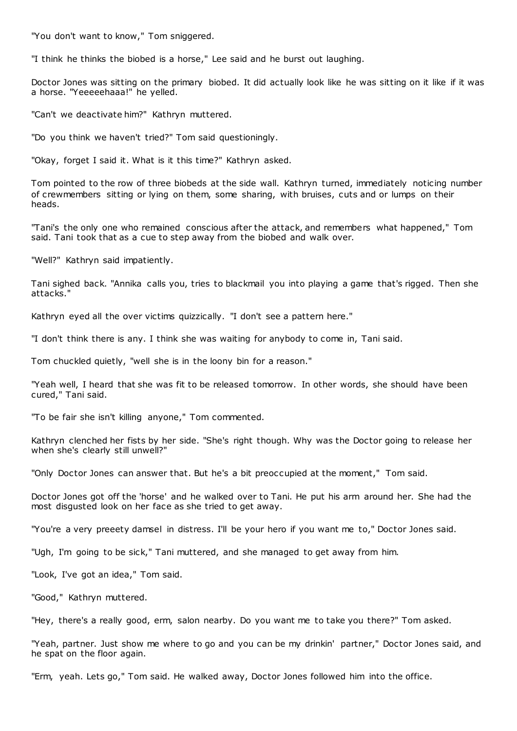"You don't want to know," Tom sniggered.

"I think he thinks the biobed is a horse," Lee said and he burst out laughing.

Doctor Jones was sitting on the primary biobed. It did actually look like he was sitting on it like if it was a horse. "Yeeeeehaaa!" he yelled.

"Can't we deactivate him?" Kathryn muttered.

"Do you think we haven't tried?" Tom said questioningly.

"Okay, forget I said it. What is it this time?" Kathryn asked.

Tom pointed to the row of three biobeds at the side wall. Kathryn turned, immediately noticing number of crewmembers sitting or lying on them, some sharing, with bruises, cuts and or lumps on their heads.

"Tani's the only one who remained conscious after the attack, and remembers what happened," Tom said. Tani took that as a cue to step away from the biobed and walk over.

"Well?" Kathryn said impatiently.

Tani sighed back. "Annika calls you, tries to blackmail you into playing a game that's rigged. Then she attacks."

Kathryn eyed all the over victims quizzically. "I don't see a pattern here."

"I don't think there is any. I think she was waiting for anybody to come in, Tani said.

Tom chuckled quietly, "well she is in the loony bin for a reason."

"Yeah well, I heard that she was fit to be released tomorrow. In other words, she should have been cured," Tani said.

"To be fair she isn't killing anyone," Tom commented.

Kathryn clenched her fists by her side. "She's right though. Why was the Doctor going to release her when she's clearly still unwell?"

"Only Doctor Jones can answer that. But he's a bit preoccupied at the moment," Tom said.

Doctor Jones got off the 'horse' and he walked over to Tani. He put his arm around her. She had the most disgusted look on her face as she tried to get away.

"You're a very preeety damsel in distress. I'll be your hero if you want me to," Doctor Jones said.

"Ugh, I'm going to be sick," Tani muttered, and she managed to get away from him.

"Look, I've got an idea," Tom said.

"Good," Kathryn muttered.

"Hey, there's a really good, erm, salon nearby. Do you want me to take you there?" Tom asked.

"Yeah, partner. Just show me where to go and you can be my drinkin' partner," Doctor Jones said, and he spat on the floor again.

"Erm, yeah. Lets go," Tom said. He walked away, Doctor Jones followed him into the office.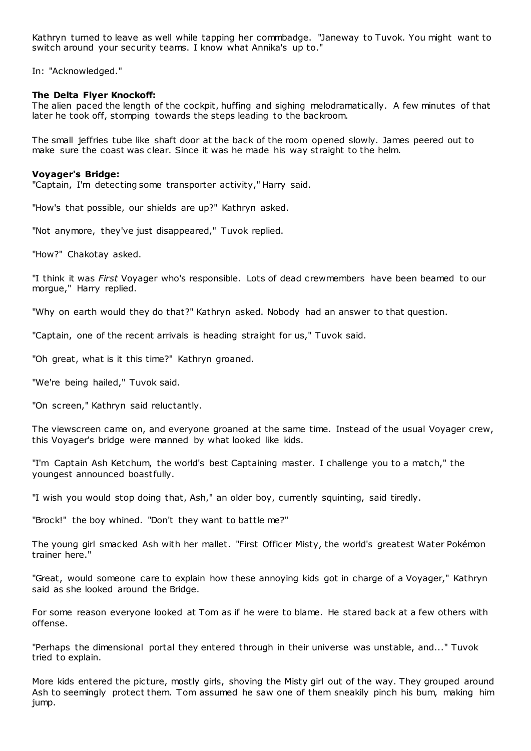Kathryn turned to leave as well while tapping her commbadge. "Janeway to Tuvok. You might want to switch around your security teams. I know what Annika's up to."

In: "Acknowledged."

**The Delta Flyer Knockoff:**
The alien paced the length of the cockpit, huffing and sighing melodramatically. A few minutes of that later he took off, stomping towards the steps leading to the backroom.

The small jeffries tube like shaft door at the back of the room opened slowly. James peered out to make sure the coast was clear. Since it was he made his way straight to the helm.

**Voyager's Bridge:**
"Captain, I'm detecting some transporter activity," Harry said.

"How's that possible, our shields are up?" Kathryn asked.

"Not anymore, they've just disappeared," Tuvok replied.

"How?" Chakotay asked.

"I think it was *First* Voyager who's responsible. Lots of dead crewmembers have been beamed to our morgue," Harry replied.

"Why on earth would they do that?" Kathryn asked. Nobody had an answer to that question.

"Captain, one of the recent arrivals is heading straight for us," Tuvok said.

"Oh great, what is it this time?" Kathryn groaned.

"We're being hailed," Tuvok said.

"On screen," Kathryn said reluctantly.

The viewscreen came on, and everyone groaned at the same time. Instead of the usual Voyager crew, this Voyager's bridge were manned by what looked like kids.

"I'm Captain Ash Ketchum, the world's best Captaining master. I challenge you to a match," the youngest announced boastfully.

"I wish you would stop doing that, Ash," an older boy, currently squinting, said tiredly.

"Brock!" the boy whined. "Don't they want to battle me?"

The young girl smacked Ash with her mallet. "First Officer Misty, the world's greatest Water Pokémon trainer here."

"Great, would someone care to explain how these annoying kids got in charge of a Voyager," Kathryn said as she looked around the Bridge.

For some reason everyone looked at Tom as if he were to blame. He stared back at a few others with offense.

"Perhaps the dimensional portal they entered through in their universe was unstable, and..." Tuvok tried to explain.

More kids entered the picture, mostly girls, shoving the Misty girl out of the way. They grouped around Ash to seemingly protect them. Tom assumed he saw one of them sneakily pinch his bum, making him jump.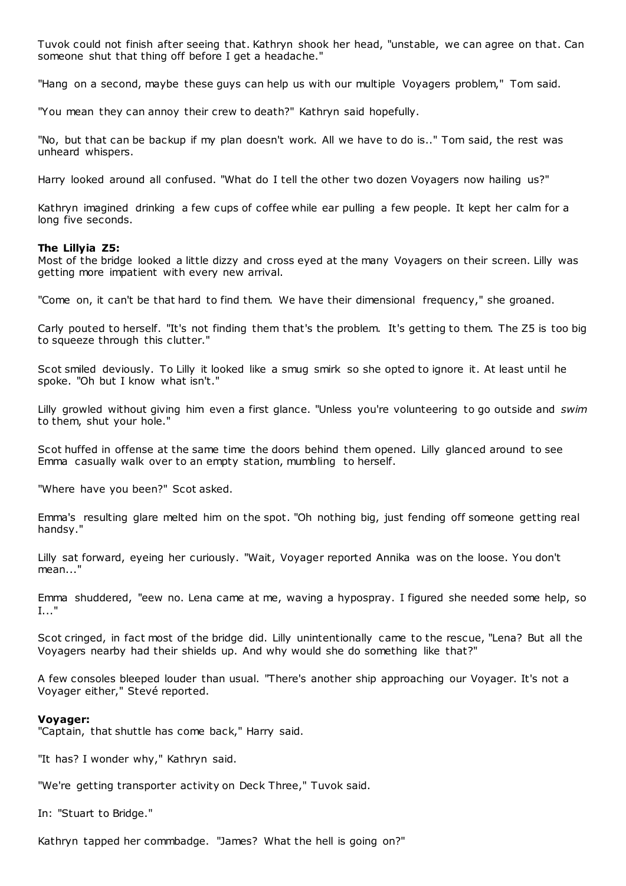Tuvok could not finish after seeing that. Kathryn shook her head, "unstable, we can agree on that. Can someone shut that thing off before I get a headache."

"Hang on a second, maybe these guys can help us with our multiple Voyagers problem," Tom said.

"You mean they can annoy their crew to death?" Kathryn said hopefully.

"No, but that can be backup if my plan doesn't work. All we have to do is.." Tom said, the rest was unheard whispers.

Harry looked around all confused. "What do I tell the other two dozen Voyagers now hailing us?"

Kathryn imagined drinking a few cups of coffee while ear pulling a few people. It kept her calm for a long five seconds.

**The Lillyia Z5:**
Most of the bridge looked a little dizzy and cross eyed at the many Voyagers on their screen. Lilly was getting more impatient with every new arrival.

"Come on, it can't be that hard to find them. We have their dimensional frequency," she groaned.

Carly pouted to herself. "It's not finding them that's the problem. It's getting to them. The Z5 is too big to squeeze through this clutter."

Scot smiled deviously. To Lilly it looked like a smug smirk so she opted to ignore it. At least until he spoke. "Oh but I know what isn't."

Lilly growled without giving him even a first glance. "Unless you're volunteering to go outside and *swim* to them, shut your hole."

Scot huffed in offense at the same time the doors behind them opened. Lilly glanced around to see Emma casually walk over to an empty station, mumbling to herself.

"Where have you been?" Scot asked.

Emma's resulting glare melted him on the spot. "Oh nothing big, just fending off someone getting real handsy."

Lilly sat forward, eyeing her curiously. "Wait, Voyager reported Annika was on the loose. You don't mean..."

Emma shuddered, "eew no. Lena came at me, waving a hypospray. I figured she needed some help, so I..."

Scot cringed, in fact most of the bridge did. Lilly unintentionally came to the rescue, "Lena? But all the Voyagers nearby had their shields up. And why would she do something like that?"

A few consoles bleeped louder than usual. "There's another ship approaching our Voyager. It's not a Voyager either," Stevé reported.

**Voyager:**
"Captain, that shuttle has come back," Harry said.

"It has? I wonder why," Kathryn said.

"We're getting transporter activity on Deck Three," Tuvok said.

In: "Stuart to Bridge."

Kathryn tapped her commbadge. "James? What the hell is going on?"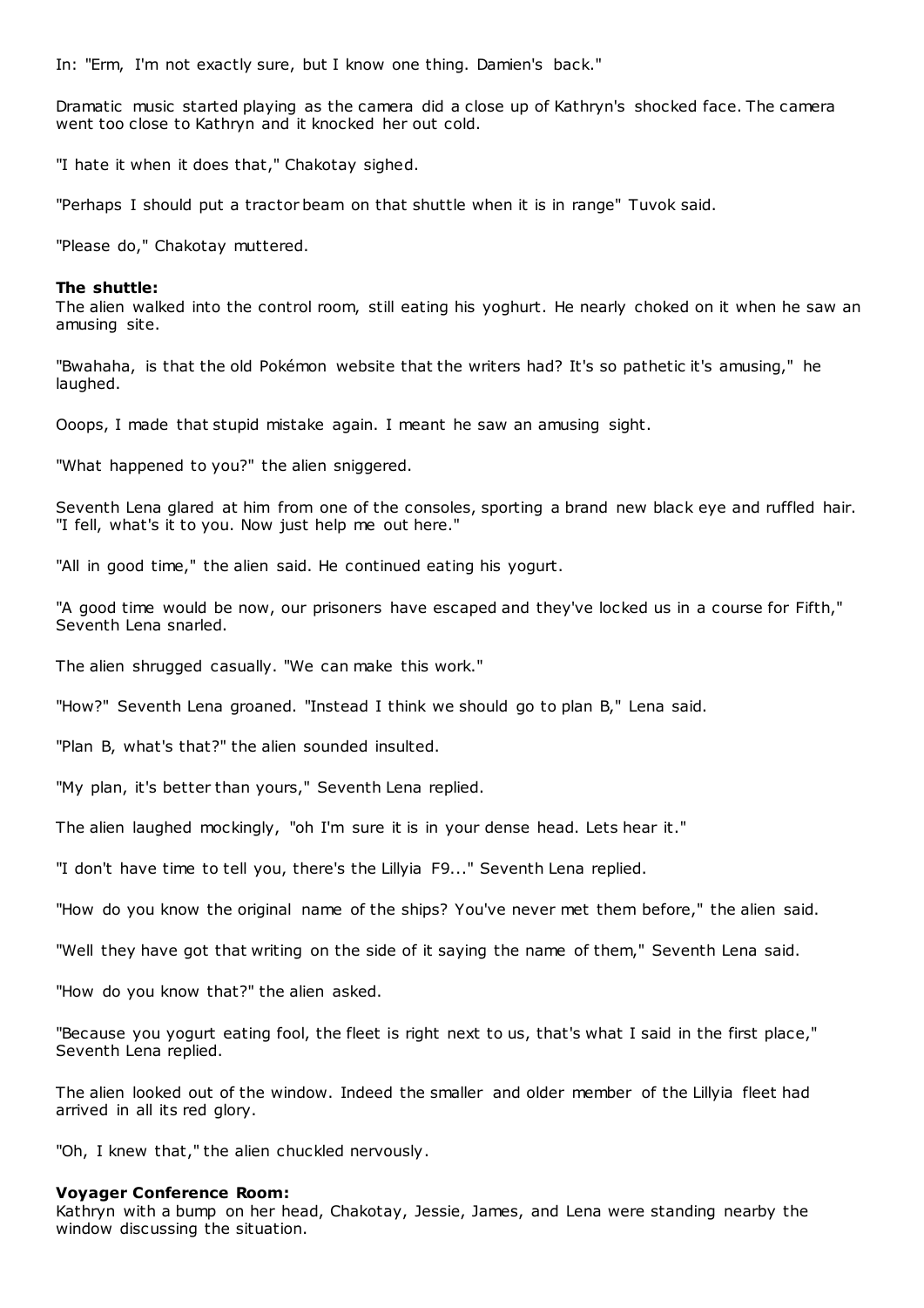In: "Erm, I'm not exactly sure, but I know one thing. Damien's back."

Dramatic music started playing as the camera did a close up of Kathryn's shocked face. The camera went too close to Kathryn and it knocked her out cold.

"I hate it when it does that," Chakotay sighed.

"Perhaps I should put a tractor beam on that shuttle when it is in range" Tuvok said.

"Please do," Chakotay muttered.

**The shuttle:**
The alien walked into the control room, still eating his yoghurt. He nearly choked on it when he saw an amusing site.

"Bwahaha, is that the old Pokémon website that the writers had? It's so pathetic it's amusing," he laughed.

Ooops, I made that stupid mistake again. I meant he saw an amusing sight.

"What happened to you?" the alien sniggered.

Seventh Lena glared at him from one of the consoles, sporting a brand new black eye and ruffled hair. "I fell, what's it to you. Now just help me out here."

"All in good time," the alien said. He continued eating his yogurt.

"A good time would be now, our prisoners have escaped and they've locked us in a course for Fifth," Seventh Lena snarled.

The alien shrugged casually. "We can make this work."

"How?" Seventh Lena groaned. "Instead I think we should go to plan B," Lena said.

"Plan B, what's that?" the alien sounded insulted.

"My plan, it's better than yours," Seventh Lena replied.

The alien laughed mockingly, "oh I'm sure it is in your dense head. Lets hear it."

"I don't have time to tell you, there's the Lillyia F9..." Seventh Lena replied.

"How do you know the original name of the ships? You've never met them before," the alien said.

"Well they have got that writing on the side of it saying the name of them," Seventh Lena said.

"How do you know that?" the alien asked.

"Because you yogurt eating fool, the fleet is right next to us, that's what I said in the first place," Seventh Lena replied.

The alien looked out of the window. Indeed the smaller and older member of the Lillyia fleet had arrived in all its red glory.

"Oh, I knew that," the alien chuckled nervously.

**Voyager Conference Room:**
Kathryn with a bump on her head, Chakotay, Jessie, James, and Lena were standing nearby the window discussing the situation.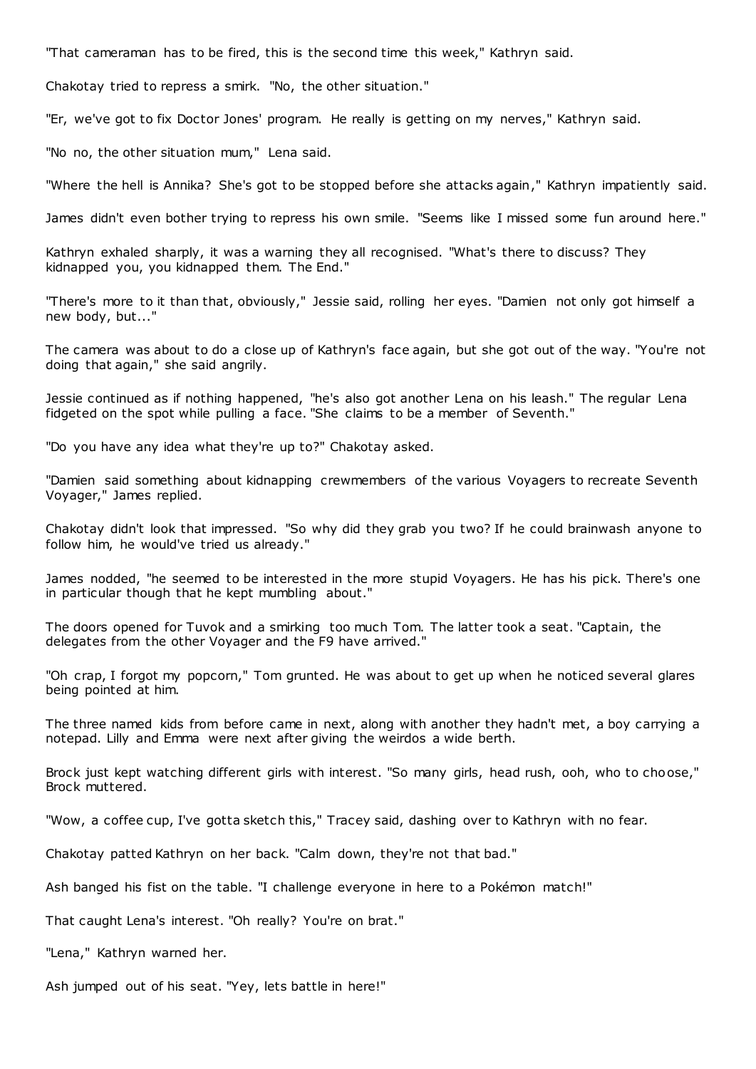"That cameraman has to be fired, this is the second time this week," Kathryn said.

Chakotay tried to repress a smirk. "No, the other situation."

"Er, we've got to fix Doctor Jones' program. He really is getting on my nerves," Kathryn said.

"No no, the other situation mum," Lena said.

"Where the hell is Annika? She's got to be stopped before she attacks again," Kathryn impatiently said.

James didn't even bother trying to repress his own smile. "Seems like I missed some fun around here."

Kathryn exhaled sharply, it was a warning they all recognised. "What's there to discuss? They kidnapped you, you kidnapped them. The End."

"There's more to it than that, obviously," Jessie said, rolling her eyes. "Damien not only got himself a new body, but..."

The camera was about to do a close up of Kathryn's face again, but she got out of the way. "You're not doing that again," she said angrily.

Jessie continued as if nothing happened, "he's also got another Lena on his leash." The regular Lena fidgeted on the spot while pulling a face. "She claims to be a member of Seventh."

"Do you have any idea what they're up to?" Chakotay asked.

"Damien said something about kidnapping crewmembers of the various Voyagers to recreate Seventh Voyager," James replied.

Chakotay didn't look that impressed. "So why did they grab you two? If he could brainwash anyone to follow him, he would've tried us already."

James nodded, "he seemed to be interested in the more stupid Voyagers. He has his pick. There's one in particular though that he kept mumbling about."

The doors opened for Tuvok and a smirking too much Tom. The latter took a seat. "Captain, the delegates from the other Voyager and the F9 have arrived."

"Oh crap, I forgot my popcorn," Tom grunted. He was about to get up when he noticed several glares being pointed at him.

The three named kids from before came in next, along with another they hadn't met, a boy carrying a notepad. Lilly and Emma were next after giving the weirdos a wide berth.

Brock just kept watching different girls with interest. "So many girls, head rush, ooh, who to choose," Brock muttered.

"Wow, a coffee cup, I've gotta sketch this," Tracey said, dashing over to Kathryn with no fear.

Chakotay patted Kathryn on her back. "Calm down, they're not that bad."

Ash banged his fist on the table. "I challenge everyone in here to a Pokémon match!"

That caught Lena's interest. "Oh really? You're on brat."

"Lena," Kathryn warned her.

Ash jumped out of his seat. "Yey, lets battle in here!"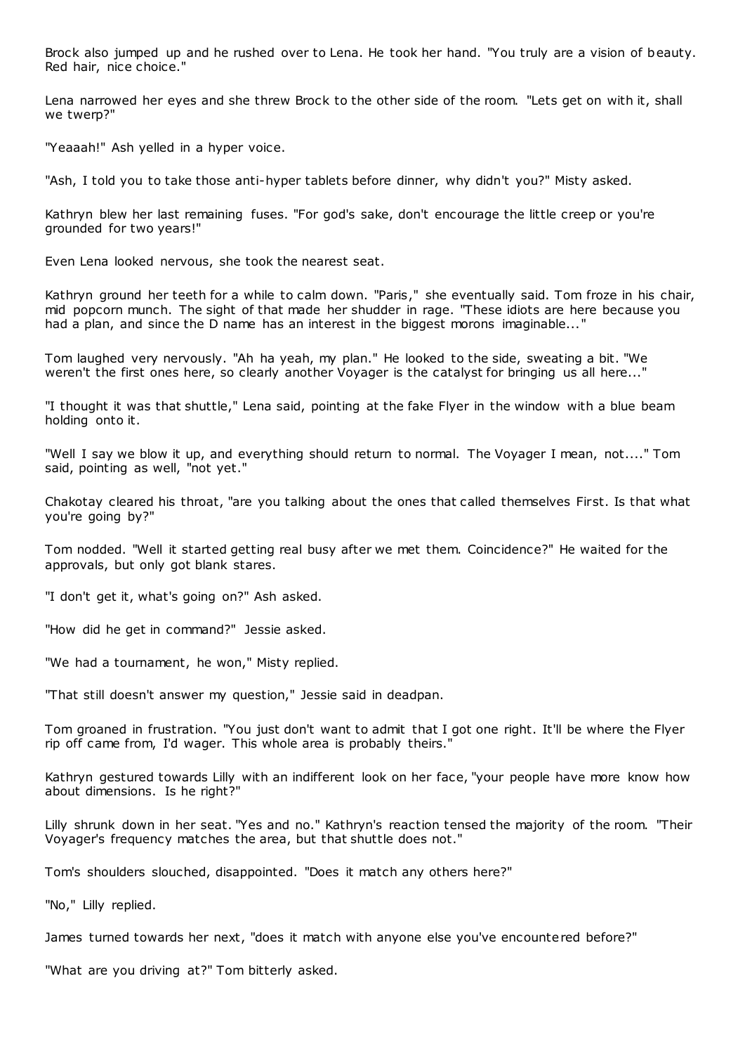Brock also jumped up and he rushed over to Lena. He took her hand. "You truly are a vision of beauty. Red hair, nice choice."

Lena narrowed her eyes and she threw Brock to the other side of the room. "Lets get on with it, shall we twerp?"

"Yeaaah!" Ash yelled in a hyper voice.

"Ash, I told you to take those anti-hyper tablets before dinner, why didn't you?" Misty asked.

Kathryn blew her last remaining fuses. "For god's sake, don't encourage the little creep or you're grounded for two years!"

Even Lena looked nervous, she took the nearest seat.

Kathryn ground her teeth for a while to calm down. "Paris," she eventually said. Tom froze in his chair, mid popcorn munch. The sight of that made her shudder in rage. "These idiots are here because you had a plan, and since the D name has an interest in the biggest morons imaginable..."

Tom laughed very nervously. "Ah ha yeah, my plan." He looked to the side, sweating a bit. "We weren't the first ones here, so clearly another Voyager is the catalyst for bringing us all here..."

"I thought it was that shuttle," Lena said, pointing at the fake Flyer in the window with a blue beam holding onto it.

"Well I say we blow it up, and everything should return to normal. The Voyager I mean, not...." Tom said, pointing as well, "not yet."

Chakotay cleared his throat, "are you talking about the ones that called themselves First. Is that what you're going by?"

Tom nodded. "Well it started getting real busy after we met them. Coincidence?" He waited for the approvals, but only got blank stares.

"I don't get it, what's going on?" Ash asked.

"How did he get in command?" Jessie asked.

"We had a tournament, he won," Misty replied.

"That still doesn't answer my question," Jessie said in deadpan.

Tom groaned in frustration. "You just don't want to admit that I got one right. It'll be where the Flyer rip off came from, I'd wager. This whole area is probably theirs."

Kathryn gestured towards Lilly with an indifferent look on her face, "your people have more know how about dimensions. Is he right?"

Lilly shrunk down in her seat. "Yes and no." Kathryn's reaction tensed the majority of the room. "Their Voyager's frequency matches the area, but that shuttle does not."

Tom's shoulders slouched, disappointed. "Does it match any others here?"

"No," Lilly replied.

James turned towards her next, "does it match with anyone else you've encountered before?"

"What are you driving at?" Tom bitterly asked.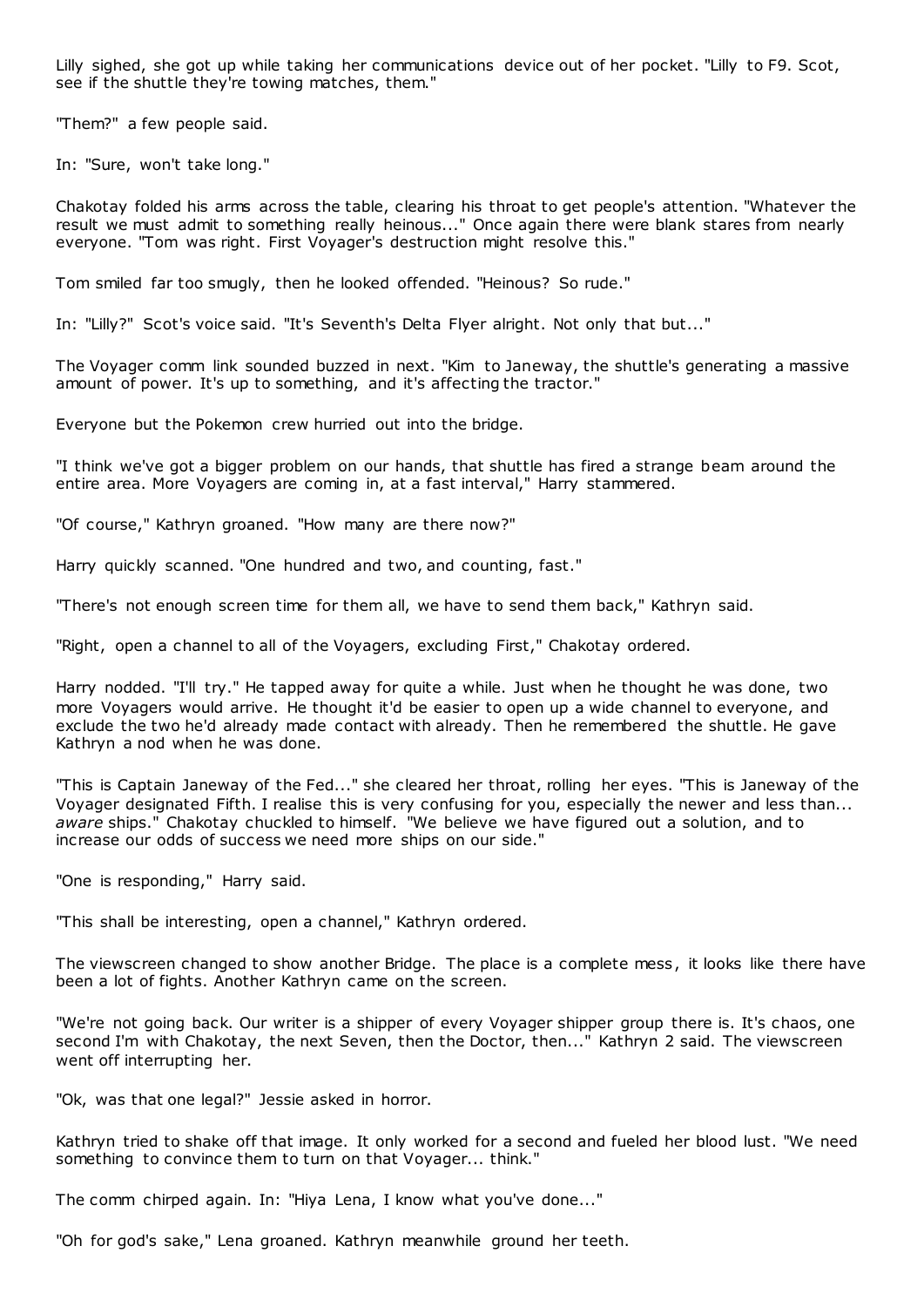Lilly sighed, she got up while taking her communications device out of her pocket. "Lilly to F9. Scot, see if the shuttle they're towing matches, them."

"Them?" a few people said.

In: "Sure, won't take long."

Chakotay folded his arms across the table, clearing his throat to get people's attention. "Whatever the result we must admit to something really heinous..." Once again there were blank stares from nearly everyone. "Tom was right. First Voyager's destruction might resolve this."

Tom smiled far too smugly, then he looked offended. "Heinous? So rude."

In: "Lilly?" Scot's voice said. "It's Seventh's Delta Flyer alright. Not only that but..."

The Voyager comm link sounded buzzed in next. "Kim to Janeway, the shuttle's generating a massive amount of power. It's up to something, and it's affecting the tractor."

Everyone but the Pokemon crew hurried out into the bridge.

"I think we've got a bigger problem on our hands, that shuttle has fired a strange beam around the entire area. More Voyagers are coming in, at a fast interval," Harry stammered.

"Of course," Kathryn groaned. "How many are there now?"

Harry quickly scanned. "One hundred and two, and counting, fast."

"There's not enough screen time for them all, we have to send them back," Kathryn said.

"Right, open a channel to all of the Voyagers, excluding First," Chakotay ordered.

Harry nodded. "I'll try." He tapped away for quite a while. Just when he thought he was done, two more Voyagers would arrive. He thought it'd be easier to open up a wide channel to everyone, and exclude the two he'd already made contact with already. Then he remembered the shuttle. He gave Kathryn a nod when he was done.

"This is Captain Janeway of the Fed..." she cleared her throat, rolling her eyes. "This is Janeway of the Voyager designated Fifth. I realise this is very confusing for you, especially the newer and less than... *aware* ships." Chakotay chuckled to himself. "We believe we have figured out a solution, and to increase our odds of success we need more ships on our side."

"One is responding," Harry said.

"This shall be interesting, open a channel," Kathryn ordered.

The viewscreen changed to show another Bridge. The place is a complete mess, it looks like there have been a lot of fights. Another Kathryn came on the screen.

"We're not going back. Our writer is a shipper of every Voyager shipper group there is. It's chaos, one second I'm with Chakotay, the next Seven, then the Doctor, then..." Kathryn 2 said. The viewscreen went off interrupting her.

"Ok, was that one legal?" Jessie asked in horror.

Kathryn tried to shake off that image. It only worked for a second and fueled her blood lust. "We need something to convince them to turn on that Voyager... think."

The comm chirped again. In: "Hiya Lena, I know what you've done..."

"Oh for god's sake," Lena groaned. Kathryn meanwhile ground her teeth.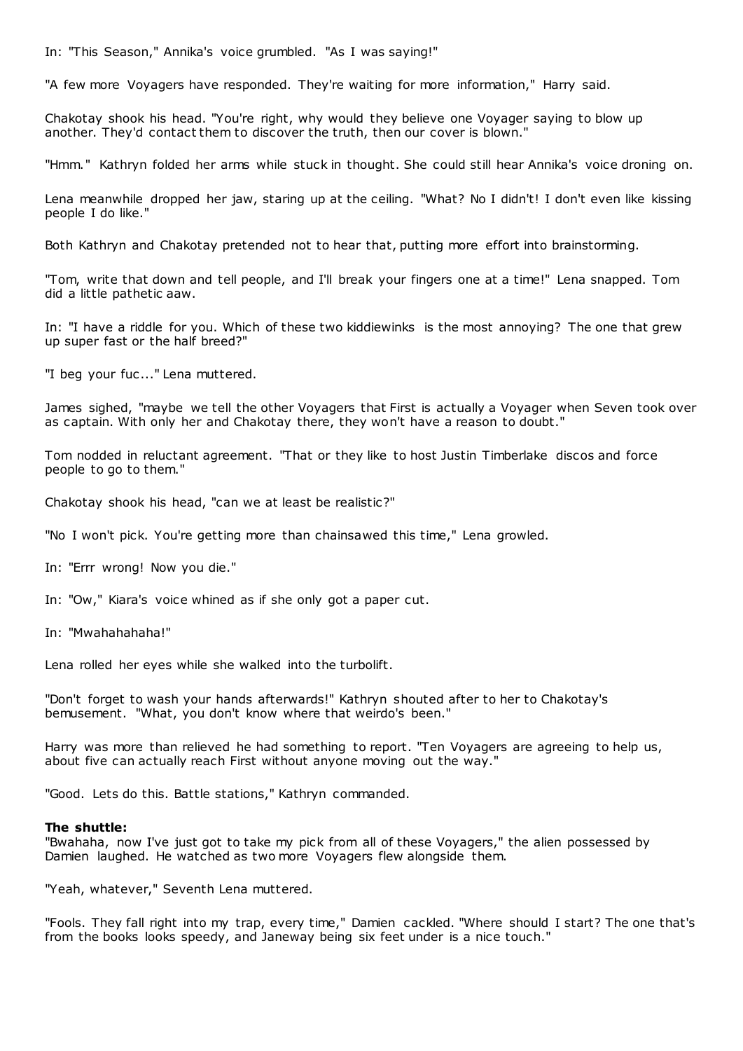In: "This Season," Annika's voice grumbled. "As I was saying!"

"A few more Voyagers have responded. They're waiting for more information," Harry said.

Chakotay shook his head. "You're right, why would they believe one Voyager saying to blow up another. They'd contact them to discover the truth, then our cover is blown."

"Hmm." Kathryn folded her arms while stuck in thought. She could still hear Annika's voice droning on.

Lena meanwhile dropped her jaw, staring up at the ceiling. "What? No I didn't! I don't even like kissing people I do like."

Both Kathryn and Chakotay pretended not to hear that, putting more effort into brainstorming.

"Tom, write that down and tell people, and I'll break your fingers one at a time!" Lena snapped. Tom did a little pathetic aaw.

In: "I have a riddle for you. Which of these two kiddiewinks is the most annoying? The one that grew up super fast or the half breed?"

"I beg your fuc..." Lena muttered.

James sighed, "maybe we tell the other Voyagers that First is actually a Voyager when Seven took over as captain. With only her and Chakotay there, they won't have a reason to doubt."

Tom nodded in reluctant agreement. "That or they like to host Justin Timberlake discos and force people to go to them."

Chakotay shook his head, "can we at least be realistic?"

"No I won't pick. You're getting more than chainsawed this time," Lena growled.

In: "Errr wrong! Now you die."

In: "Ow," Kiara's voice whined as if she only got a paper cut.

In: "Mwahahahaha!"

Lena rolled her eyes while she walked into the turbolift.

"Don't forget to wash your hands afterwards!" Kathryn shouted after to her to Chakotay's bemusement. "What, you don't know where that weirdo's been."

Harry was more than relieved he had something to report. "Ten Voyagers are agreeing to help us, about five can actually reach First without anyone moving out the way."

"Good. Lets do this. Battle stations," Kathryn commanded.

**The shuttle:**
"Bwahaha, now I've just got to take my pick from all of these Voyagers," the alien possessed by Damien laughed. He watched as two more Voyagers flew alongside them.

"Yeah, whatever," Seventh Lena muttered.

"Fools. They fall right into my trap, every time," Damien cackled. "Where should I start? The one that's from the books looks speedy, and Janeway being six feet under is a nice touch."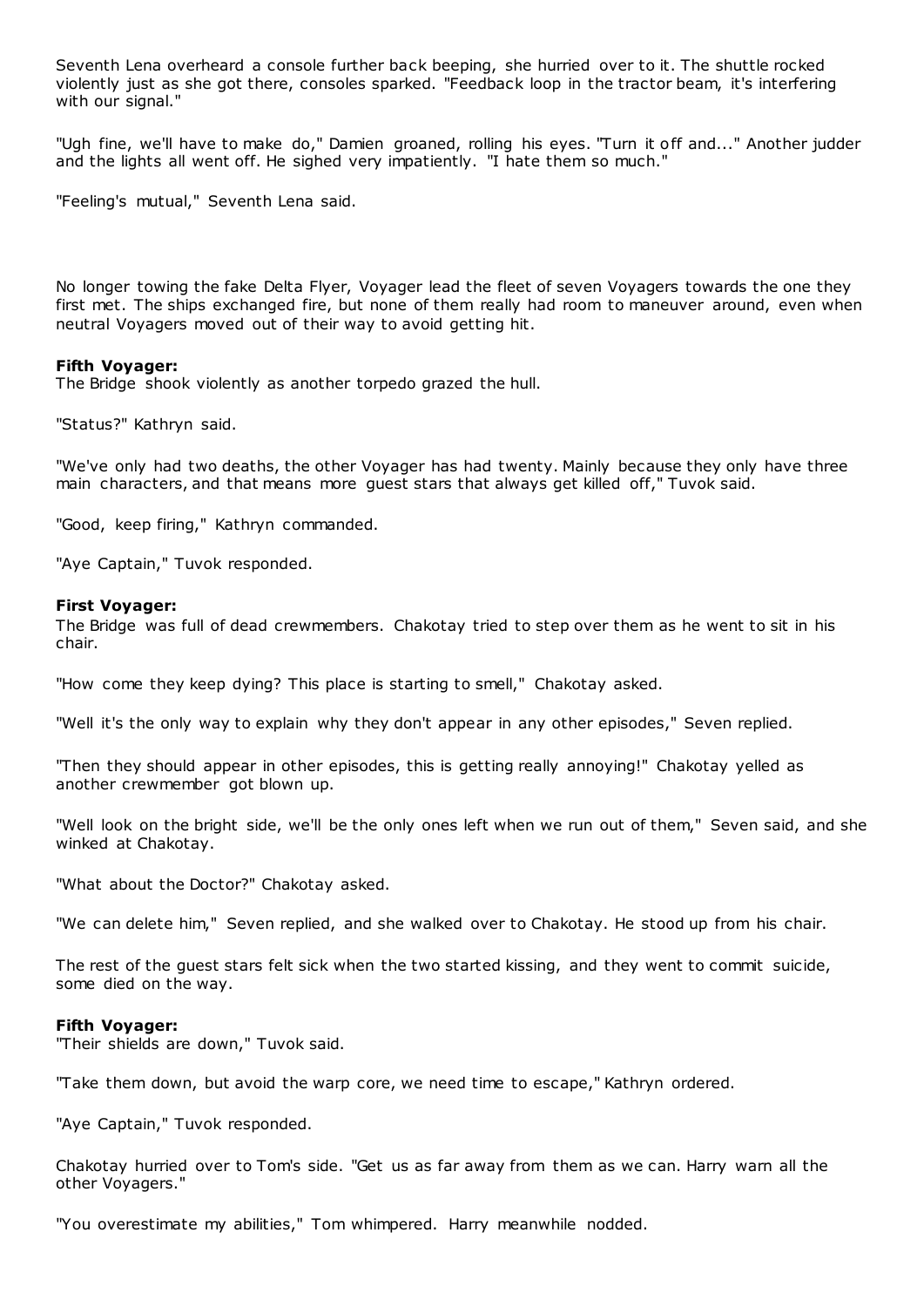Seventh Lena overheard a console further back beeping, she hurried over to it. The shuttle rocked violently just as she got there, consoles sparked. "Feedback loop in the tractor beam, it's interfering with our signal."

"Ugh fine, we'll have to make do," Damien groaned, rolling his eyes. "Turn it off and..." Another judder and the lights all went off. He sighed very impatiently. "I hate them so much."

"Feeling's mutual," Seventh Lena said.

No longer towing the fake Delta Flyer, Voyager lead the fleet of seven Voyagers towards the one they first met. The ships exchanged fire, but none of them really had room to maneuver around, even when neutral Voyagers moved out of their way to avoid getting hit.

**Fifth Voyager:**
The Bridge shook violently as another torpedo grazed the hull.

"Status?" Kathryn said.

"We've only had two deaths, the other Voyager has had twenty. Mainly because they only have three main characters, and that means more guest stars that always get killed off," Tuvok said.

"Good, keep firing," Kathryn commanded.

"Aye Captain," Tuvok responded.

**First Voyager:**
The Bridge was full of dead crewmembers. Chakotay tried to step over them as he went to sit in his chair.

"How come they keep dying? This place is starting to smell," Chakotay asked.

"Well it's the only way to explain why they don't appear in any other episodes," Seven replied.

"Then they should appear in other episodes, this is getting really annoying!" Chakotay yelled as another crewmember got blown up.

"Well look on the bright side, we'll be the only ones left when we run out of them," Seven said, and she winked at Chakotay.

"What about the Doctor?" Chakotay asked.

"We can delete him," Seven replied, and she walked over to Chakotay. He stood up from his chair.

The rest of the guest stars felt sick when the two started kissing, and they went to commit suicide, some died on the way.

**Fifth Voyager:**
"Their shields are down," Tuvok said.

"Take them down, but avoid the warp core, we need time to escape," Kathryn ordered.

"Aye Captain," Tuvok responded.

Chakotay hurried over to Tom's side. "Get us as far away from them as we can. Harry warn all the other Voyagers."

"You overestimate my abilities," Tom whimpered. Harry meanwhile nodded.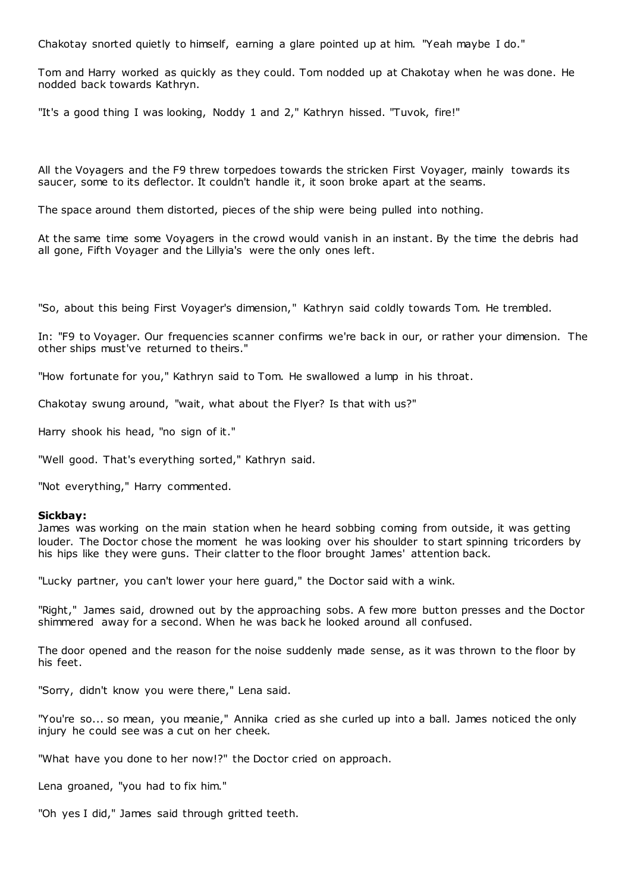Chakotay snorted quietly to himself, earning a glare pointed up at him. "Yeah maybe I do."

Tom and Harry worked as quickly as they could. Tom nodded up at Chakotay when he was done. He nodded back towards Kathryn.

"It's a good thing I was looking, Noddy 1 and 2," Kathryn hissed. "Tuvok, fire!"

All the Voyagers and the F9 threw torpedoes towards the stricken First Voyager, mainly towards its saucer, some to its deflector. It couldn't handle it, it soon broke apart at the seams.

The space around them distorted, pieces of the ship were being pulled into nothing.

At the same time some Voyagers in the crowd would vanish in an instant. By the time the debris had all gone, Fifth Voyager and the Lillyia's were the only ones left.

"So, about this being First Voyager's dimension," Kathryn said coldly towards Tom. He trembled.

In: "F9 to Voyager. Our frequencies scanner confirms we're back in our, or rather your dimension. The other ships must've returned to theirs."

"How fortunate for you," Kathryn said to Tom. He swallowed a lump in his throat.

Chakotay swung around, "wait, what about the Flyer? Is that with us?"

Harry shook his head, "no sign of it."

"Well good. That's everything sorted," Kathryn said.

"Not everything," Harry commented.

**Sickbay:**
James was working on the main station when he heard sobbing coming from outside, it was getting louder. The Doctor chose the moment he was looking over his shoulder to start spinning tricorders by his hips like they were guns. Their clatter to the floor brought James' attention back.

"Lucky partner, you can't lower your here guard," the Doctor said with a wink.

"Right," James said, drowned out by the approaching sobs. A few more button presses and the Doctor shimmered away for a second. When he was back he looked around all confused.

The door opened and the reason for the noise suddenly made sense, as it was thrown to the floor by his feet.

"Sorry, didn't know you were there," Lena said.

"You're so... so mean, you meanie," Annika cried as she curled up into a ball. James noticed the only injury he could see was a cut on her cheek.

"What have you done to her now!?" the Doctor cried on approach.

Lena groaned, "you had to fix him."

"Oh yes I did," James said through gritted teeth.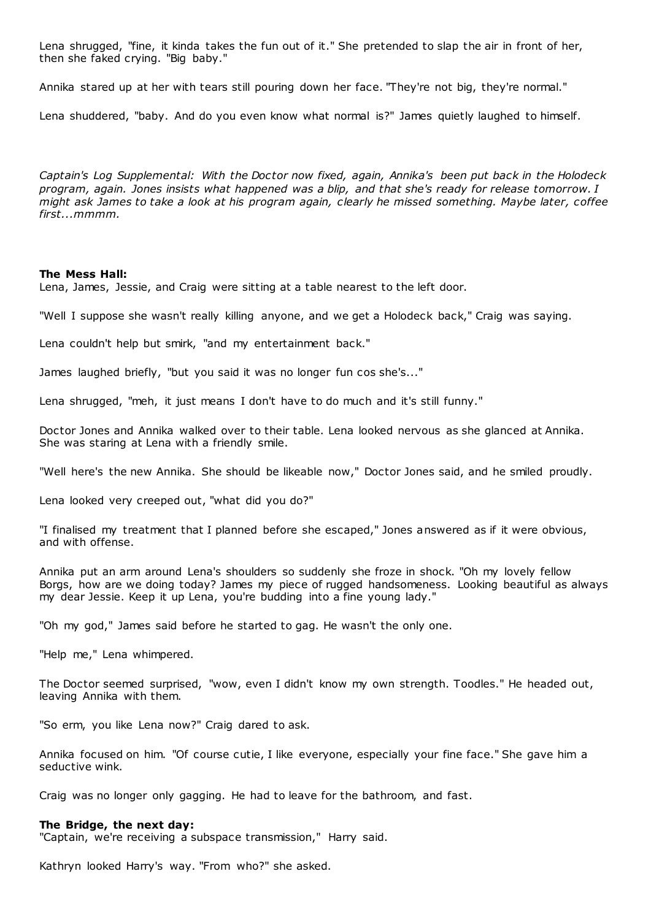Lena shrugged, "fine, it kinda takes the fun out of it." She pretended to slap the air in front of her, then she faked crying. "Big baby."

Annika stared up at her with tears still pouring down her face. "They're not big, they're normal."

Lena shuddered, "baby. And do you even know what normal is?" James quietly laughed to himself.

*Captain's Log Supplemental: With the Doctor now fixed, again, Annika's been put back in the Holodeck program, again. Jones insists what happened was a blip, and that she's ready for release tomorrow. I might ask James to take a look at his program again, clearly he missed something. Maybe later, coffee first...mmmm.*

**The Mess Hall:**
Lena, James, Jessie, and Craig were sitting at a table nearest to the left door.

"Well I suppose she wasn't really killing anyone, and we get a Holodeck back," Craig was saying.

Lena couldn't help but smirk, "and my entertainment back."

James laughed briefly, "but you said it was no longer fun cos she's..."

Lena shrugged, "meh, it just means I don't have to do much and it's still funny."

Doctor Jones and Annika walked over to their table. Lena looked nervous as she glanced at Annika. She was staring at Lena with a friendly smile.

"Well here's the new Annika. She should be likeable now," Doctor Jones said, and he smiled proudly.

Lena looked very creeped out, "what did you do?"

"I finalised my treatment that I planned before she escaped," Jones answered as if it were obvious, and with offense.

Annika put an arm around Lena's shoulders so suddenly she froze in shock. "Oh my lovely fellow Borgs, how are we doing today? James my piece of rugged handsomeness. Looking beautiful as always my dear Jessie. Keep it up Lena, you're budding into a fine young lady."

"Oh my god," James said before he started to gag. He wasn't the only one.

"Help me," Lena whimpered.

The Doctor seemed surprised, "wow, even I didn't know my own strength. Toodles." He headed out, leaving Annika with them.

"So erm, you like Lena now?" Craig dared to ask.

Annika focused on him. "Of course cutie, I like everyone, especially your fine face." She gave him a seductive wink.

Craig was no longer only gagging. He had to leave for the bathroom, and fast.

**The Bridge, the next day:**
"Captain, we're receiving a subspace transmission," Harry said.

Kathryn looked Harry's way. "From who?" she asked.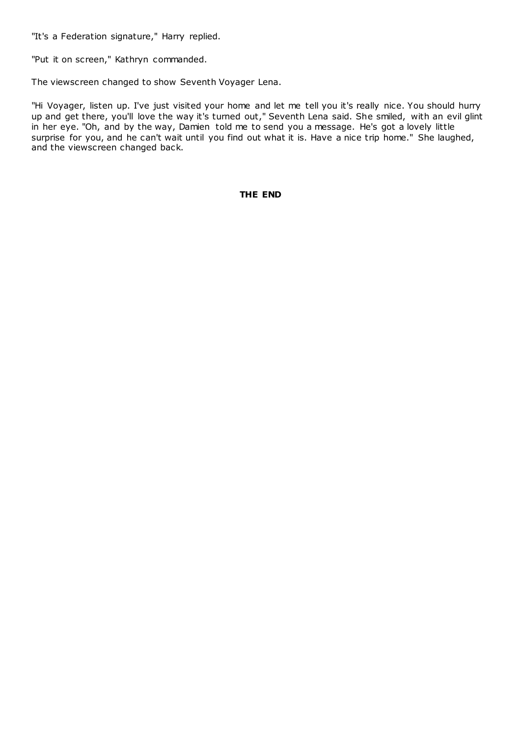"It's a Federation signature," Harry replied.

"Put it on screen," Kathryn commanded.

The viewscreen changed to show Seventh Voyager Lena.

"Hi Voyager, listen up. I've just visited your home and let me tell you it's really nice. You should hurry up and get there, you'll love the way it's turned out," Seventh Lena said. She smiled, with an evil glint in her eye. "Oh, and by the way, Damien told me to send you a message. He's got a lovely little surprise for you, and he can't wait until you find out what it is. Have a nice trip home." She laughed, and the viewscreen changed back.

**THE END**